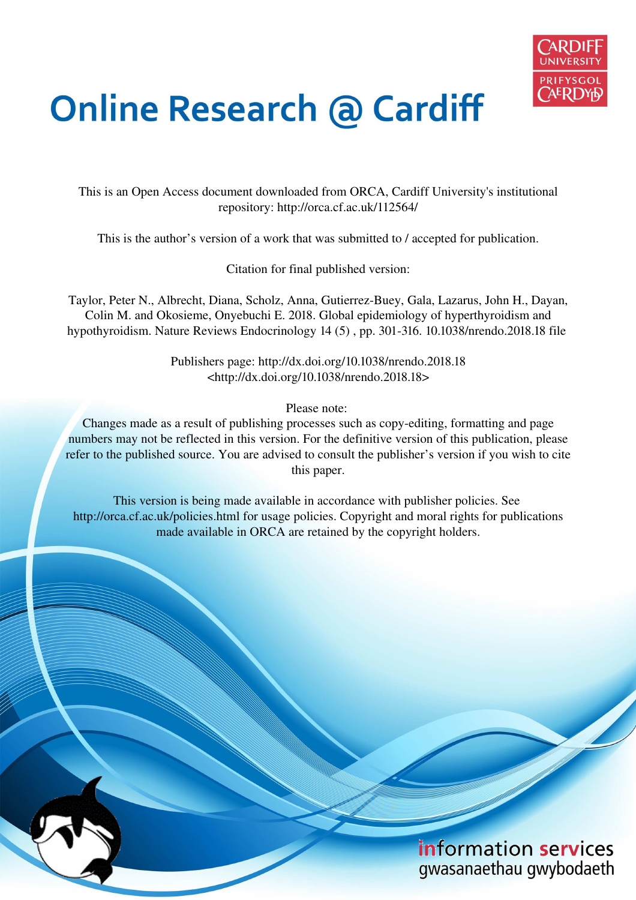# Online Research @ Cardiff

This is an Open Access document downloaded from ORCA, Cardiff University's institutional repository: http://orca.cf.ac.uk/112564/

This is the author's version of a work that was submitted to / accepted for publication.

Citation for final published version:

Taylor, Peter N., Albrecht, Diana, Scholz, Anna, Gutierrez-Buey, Gala, Lazarus, John H., Dayan, Colin M. and Okosieme, Onyebuchi E. 2018. Global epidemiology of hyperthyroidism and hypothyroidism. Nature Reviews Endocrinology 14 (5) , pp. 301-316. 10.1038/nrendo.2018.18 file

Publishers page: http://dx.doi.org/10.1038/nrendo.2018.18 <http://dx.doi.org/10.1038/nrendo.2018.18>

Please note:
Changes made as a result of publishing processes such as copy-editing, formatting and page numbers may not be reflected in this version. For the definitive version of this publication, please refer to the published source. You are advised to consult the publisher's version if you wish to cite this paper.

This version is being made available in accordance with publisher policies. See http://orca.cf.ac.uk/policies.html for usage policies. Copyright and moral rights for publications made available in ORCA are retained by the copyright holders.

information services
gwasanaethau gwybodaeth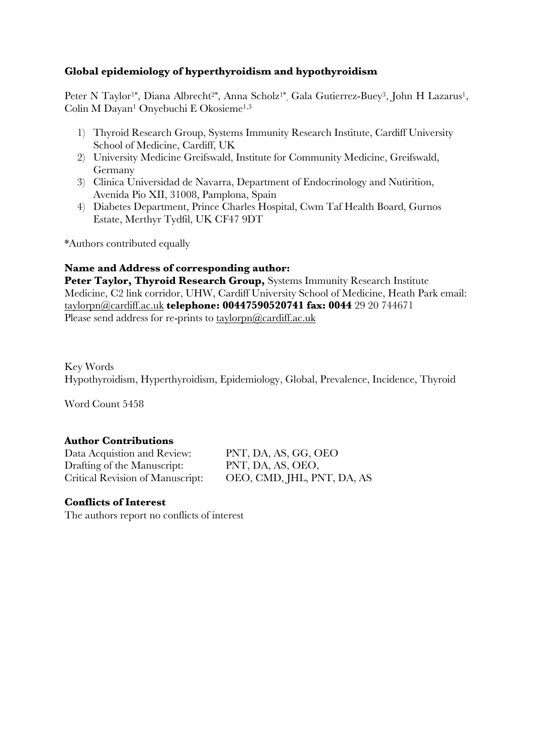**Global epidemiology of hyperthyroidism and hypothyroidism**

Peter N Taylor[1*], Diana Albrecht[2*], Anna Scholz[1*], Gala Gutierrez-Buey[3], John H Lazarus[1], Colin M Dayan[1] Onyebuchi E Okosieme[1,3]

1) Thyroid Research Group, Systems Immunity Research Institute, Cardiff University School of Medicine, Cardiff, UK
2) University Medicine Greifswald, Institute for Community Medicine, Greifswald, Germany
3) Clinica Universidad de Navarra, Department of Endocrinology and Nutirition, Avenida Pio XII, 31008, Pamplona, Spain
4) Diabetes Department, Prince Charles Hospital, Cwm Taf Health Board, Gurnos Estate, Merthyr Tydfil, UK CF47 9DT

*Authors contributed equally

**Name and Address of corresponding author:**
**Peter Taylor, Thyroid Research Group,** Systems Immunity Research Institute Medicine, C2 link corridor, UHW, Cardiff University School of Medicine, Heath Park email: taylorpn@cardiff.ac.uk **telephone: 00447590520741 fax: 0044** 29 20 744671
Please send address for re-prints to taylorpn@cardiff.ac.uk

Key Words
Hypothyroidism, Hyperthyroidism, Epidemiology, Global, Prevalence, Incidence, Thyroid

Word Count 5458

**Author Contributions**

| | |
|---|---|
| Data Acquistion and Review: | PNT, DA, AS, GG, OEO |
| Drafting of the Manuscript: | PNT, DA, AS, OEO, |
| Critical Revision of Manuscript: | OEO, CMD, JHL, PNT, DA, AS |

**Conflicts of Interest**
The authors report no conflicts of interest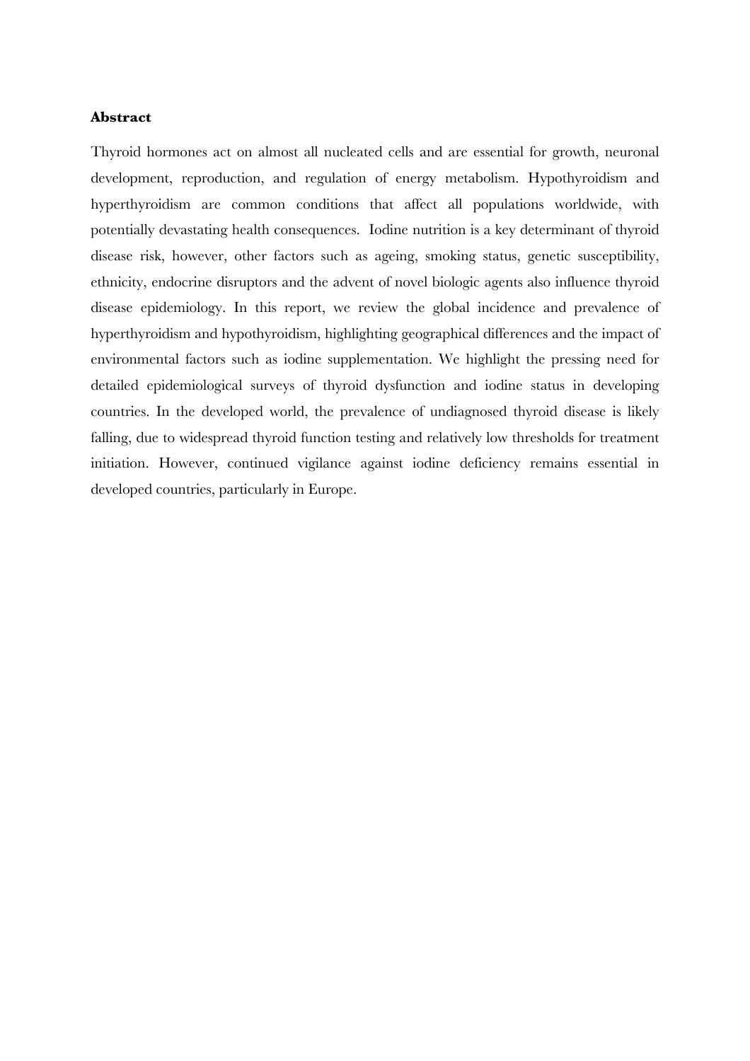**Abstract**

Thyroid hormones act on almost all nucleated cells and are essential for growth, neuronal development, reproduction, and regulation of energy metabolism. Hypothyroidism and hyperthyroidism are common conditions that affect all populations worldwide, with potentially devastating health consequences. Iodine nutrition is a key determinant of thyroid disease risk, however, other factors such as ageing, smoking status, genetic susceptibility, ethnicity, endocrine disruptors and the advent of novel biologic agents also influence thyroid disease epidemiology. In this report, we review the global incidence and prevalence of hyperthyroidism and hypothyroidism, highlighting geographical differences and the impact of environmental factors such as iodine supplementation. We highlight the pressing need for detailed epidemiological surveys of thyroid dysfunction and iodine status in developing countries. In the developed world, the prevalence of undiagnosed thyroid disease is likely falling, due to widespread thyroid function testing and relatively low thresholds for treatment initiation. However, continued vigilance against iodine deficiency remains essential in developed countries, particularly in Europe.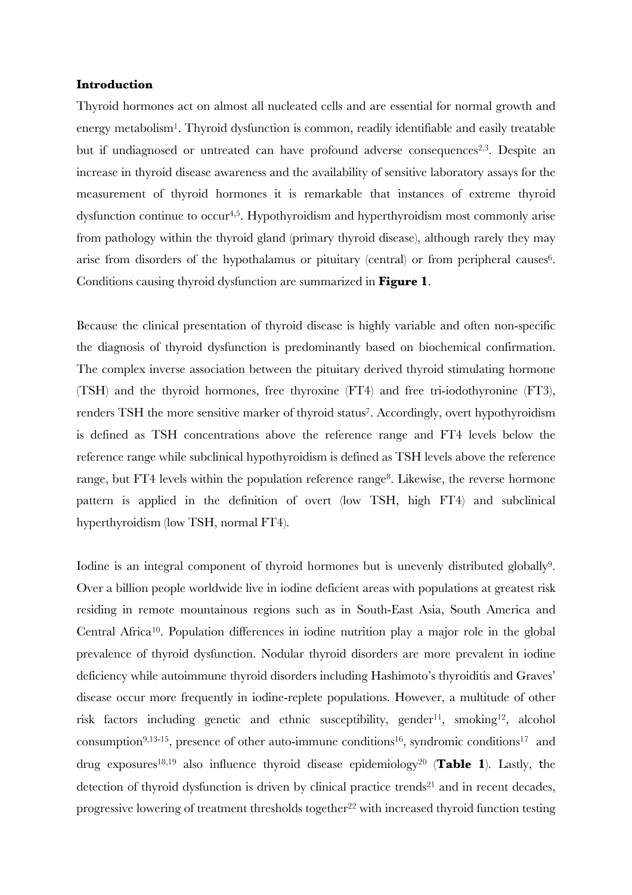**Introduction**

Thyroid hormones act on almost all nucleated cells and are essential for normal growth and energy metabolism[1]. Thyroid dysfunction is common, readily identifiable and easily treatable but if undiagnosed or untreated can have profound adverse consequences[2,3]. Despite an increase in thyroid disease awareness and the availability of sensitive laboratory assays for the measurement of thyroid hormones it is remarkable that instances of extreme thyroid dysfunction continue to occur[4,5]. Hypothyroidism and hyperthyroidism most commonly arise from pathology within the thyroid gland (primary thyroid disease), although rarely they may arise from disorders of the hypothalamus or pituitary (central) or from peripheral causes[6]. Conditions causing thyroid dysfunction are summarized in **Figure 1**.

Because the clinical presentation of thyroid disease is highly variable and often non-specific the diagnosis of thyroid dysfunction is predominantly based on biochemical confirmation. The complex inverse association between the pituitary derived thyroid stimulating hormone (TSH) and the thyroid hormones, free thyroxine (FT4) and free tri-iodothyronine (FT3), renders TSH the more sensitive marker of thyroid status[7]. Accordingly, overt hypothyroidism is defined as TSH concentrations above the reference range and FT4 levels below the reference range while subclinical hypothyroidism is defined as TSH levels above the reference range, but FT4 levels within the population reference range[8]. Likewise, the reverse hormone pattern is applied in the definition of overt (low TSH, high FT4) and subclinical hyperthyroidism (low TSH, normal FT4).

Iodine is an integral component of thyroid hormones but is unevenly distributed globally[9]. Over a billion people worldwide live in iodine deficient areas with populations at greatest risk residing in remote mountainous regions such as in South-East Asia, South America and Central Africa[10]. Population differences in iodine nutrition play a major role in the global prevalence of thyroid dysfunction. Nodular thyroid disorders are more prevalent in iodine deficiency while autoimmune thyroid disorders including Hashimoto's thyroiditis and Graves' disease occur more frequently in iodine-replete populations. However, a multitude of other risk factors including genetic and ethnic susceptibility, gender[11], smoking[12], alcohol consumption[9,13-15], presence of other auto-immune conditions[16], syndromic conditions[17] and drug exposures[18,19] also influence thyroid disease epidemiology[20] (**Table 1**). Lastly, the detection of thyroid dysfunction is driven by clinical practice trends[21] and in recent decades, progressive lowering of treatment thresholds together[22] with increased thyroid function testing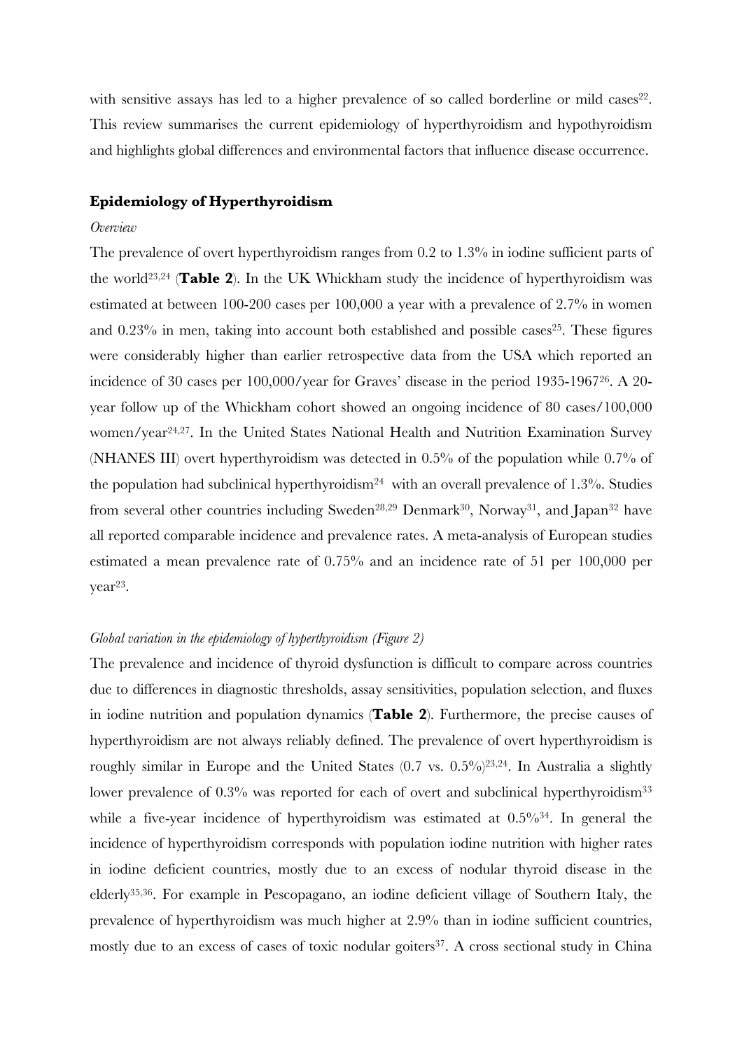with sensitive assays has led to a higher prevalence of so called borderline or mild cases[22]. This review summarises the current epidemiology of hyperthyroidism and hypothyroidism and highlights global differences and environmental factors that influence disease occurrence.

## Epidemiology of Hyperthyroidism

*Overview*

The prevalence of overt hyperthyroidism ranges from 0.2 to 1.3% in iodine sufficient parts of the world[23,24] (**Table 2**). In the UK Whickham study the incidence of hyperthyroidism was estimated at between 100-200 cases per 100,000 a year with a prevalence of 2.7% in women and 0.23% in men, taking into account both established and possible cases[25]. These figures were considerably higher than earlier retrospective data from the USA which reported an incidence of 30 cases per 100,000/year for Graves' disease in the period 1935-1967[26]. A 20-year follow up of the Whickham cohort showed an ongoing incidence of 80 cases/100,000 women/year[24,27]. In the United States National Health and Nutrition Examination Survey (NHANES III) overt hyperthyroidism was detected in 0.5% of the population while 0.7% of the population had subclinical hyperthyroidism[24] with an overall prevalence of 1.3%. Studies from several other countries including Sweden[28,29] Denmark[30], Norway[31], and Japan[32] have all reported comparable incidence and prevalence rates. A meta-analysis of European studies estimated a mean prevalence rate of 0.75% and an incidence rate of 51 per 100,000 per year[23].

*Global variation in the epidemiology of hyperthyroidism (Figure 2)*

The prevalence and incidence of thyroid dysfunction is difficult to compare across countries due to differences in diagnostic thresholds, assay sensitivities, population selection, and fluxes in iodine nutrition and population dynamics (**Table 2**). Furthermore, the precise causes of hyperthyroidism are not always reliably defined. The prevalence of overt hyperthyroidism is roughly similar in Europe and the United States (0.7 vs. 0.5%)[23,24]. In Australia a slightly lower prevalence of 0.3% was reported for each of overt and subclinical hyperthyroidism[33] while a five-year incidence of hyperthyroidism was estimated at 0.5%[34]. In general the incidence of hyperthyroidism corresponds with population iodine nutrition with higher rates in iodine deficient countries, mostly due to an excess of nodular thyroid disease in the elderly[35,36]. For example in Pescopagano, an iodine deficient village of Southern Italy, the prevalence of hyperthyroidism was much higher at 2.9% than in iodine sufficient countries, mostly due to an excess of cases of toxic nodular goiters[37]. A cross sectional study in China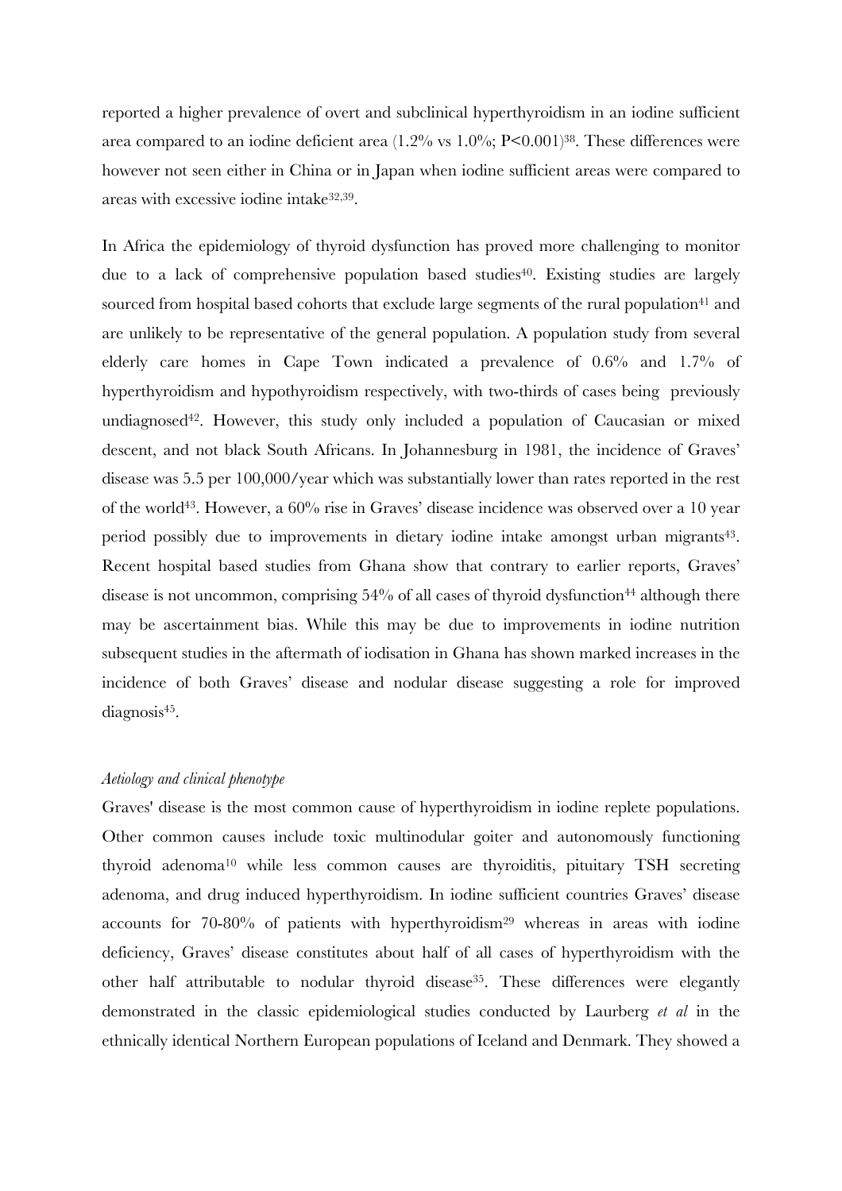reported a higher prevalence of overt and subclinical hyperthyroidism in an iodine sufficient area compared to an iodine deficient area (1.2% vs 1.0%; $P<0.001$)[38]. These differences were however not seen either in China or in Japan when iodine sufficient areas were compared to areas with excessive iodine intake[32,39].

In Africa the epidemiology of thyroid dysfunction has proved more challenging to monitor due to a lack of comprehensive population based studies[40]. Existing studies are largely sourced from hospital based cohorts that exclude large segments of the rural population[41] and are unlikely to be representative of the general population. A population study from several elderly care homes in Cape Town indicated a prevalence of 0.6% and 1.7% of hyperthyroidism and hypothyroidism respectively, with two-thirds of cases being previously undiagnosed[42]. However, this study only included a population of Caucasian or mixed descent, and not black South Africans. In Johannesburg in 1981, the incidence of Graves' disease was 5.5 per 100,000/year which was substantially lower than rates reported in the rest of the world[43]. However, a 60% rise in Graves' disease incidence was observed over a 10 year period possibly due to improvements in dietary iodine intake amongst urban migrants[43]. Recent hospital based studies from Ghana show that contrary to earlier reports, Graves' disease is not uncommon, comprising 54% of all cases of thyroid dysfunction[44] although there may be ascertainment bias. While this may be due to improvements in iodine nutrition subsequent studies in the aftermath of iodisation in Ghana has shown marked increases in the incidence of both Graves' disease and nodular disease suggesting a role for improved diagnosis[45].

*Aetiology and clinical phenotype*

Graves' disease is the most common cause of hyperthyroidism in iodine replete populations. Other common causes include toxic multinodular goiter and autonomously functioning thyroid adenoma[10] while less common causes are thyroiditis, pituitary TSH secreting adenoma, and drug induced hyperthyroidism. In iodine sufficient countries Graves' disease accounts for 70-80% of patients with hyperthyroidism[29] whereas in areas with iodine deficiency, Graves' disease constitutes about half of all cases of hyperthyroidism with the other half attributable to nodular thyroid disease[35]. These differences were elegantly demonstrated in the classic epidemiological studies conducted by Laurberg *et al* in the ethnically identical Northern European populations of Iceland and Denmark. They showed a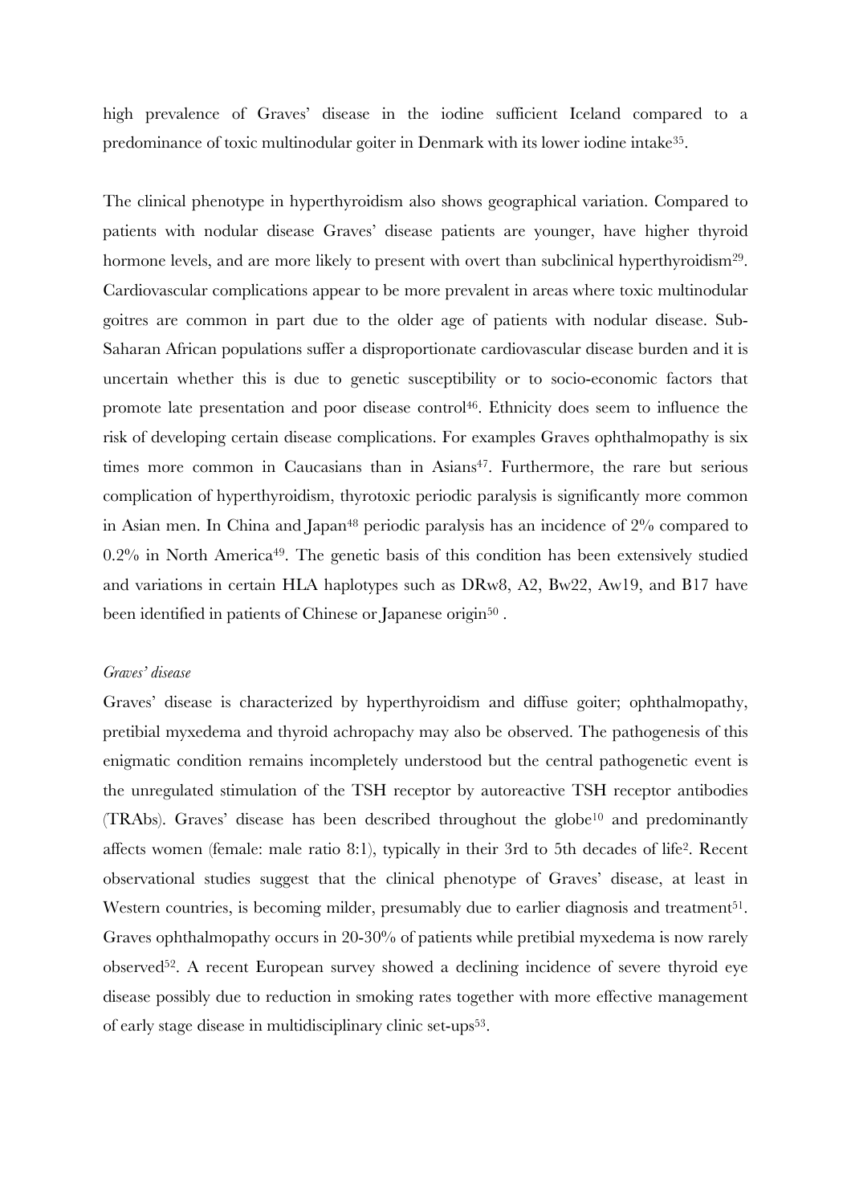high prevalence of Graves' disease in the iodine sufficient Iceland compared to a predominance of toxic multinodular goiter in Denmark with its lower iodine intake[35].

The clinical phenotype in hyperthyroidism also shows geographical variation. Compared to patients with nodular disease Graves' disease patients are younger, have higher thyroid hormone levels, and are more likely to present with overt than subclinical hyperthyroidism[29]. Cardiovascular complications appear to be more prevalent in areas where toxic multinodular goitres are common in part due to the older age of patients with nodular disease. Sub-Saharan African populations suffer a disproportionate cardiovascular disease burden and it is uncertain whether this is due to genetic susceptibility or to socio-economic factors that promote late presentation and poor disease control[46]. Ethnicity does seem to influence the risk of developing certain disease complications. For examples Graves ophthalmopathy is six times more common in Caucasians than in Asians[47]. Furthermore, the rare but serious complication of hyperthyroidism, thyrotoxic periodic paralysis is significantly more common in Asian men. In China and Japan[48] periodic paralysis has an incidence of 2% compared to 0.2% in North America[49]. The genetic basis of this condition has been extensively studied and variations in certain HLA haplotypes such as DRw8, A2, Bw22, Aw19, and B17 have been identified in patients of Chinese or Japanese origin[50] .

*Graves' disease*

Graves' disease is characterized by hyperthyroidism and diffuse goiter; ophthalmopathy, pretibial myxedema and thyroid achropachy may also be observed. The pathogenesis of this enigmatic condition remains incompletely understood but the central pathogenetic event is the unregulated stimulation of the TSH receptor by autoreactive TSH receptor antibodies (TRAbs). Graves' disease has been described throughout the globe[10] and predominantly affects women (female: male ratio 8:1), typically in their 3rd to 5th decades of life[2]. Recent observational studies suggest that the clinical phenotype of Graves' disease, at least in Western countries, is becoming milder, presumably due to earlier diagnosis and treatment[51]. Graves ophthalmopathy occurs in 20-30% of patients while pretibial myxedema is now rarely observed[52]. A recent European survey showed a declining incidence of severe thyroid eye disease possibly due to reduction in smoking rates together with more effective management of early stage disease in multidisciplinary clinic set-ups[53].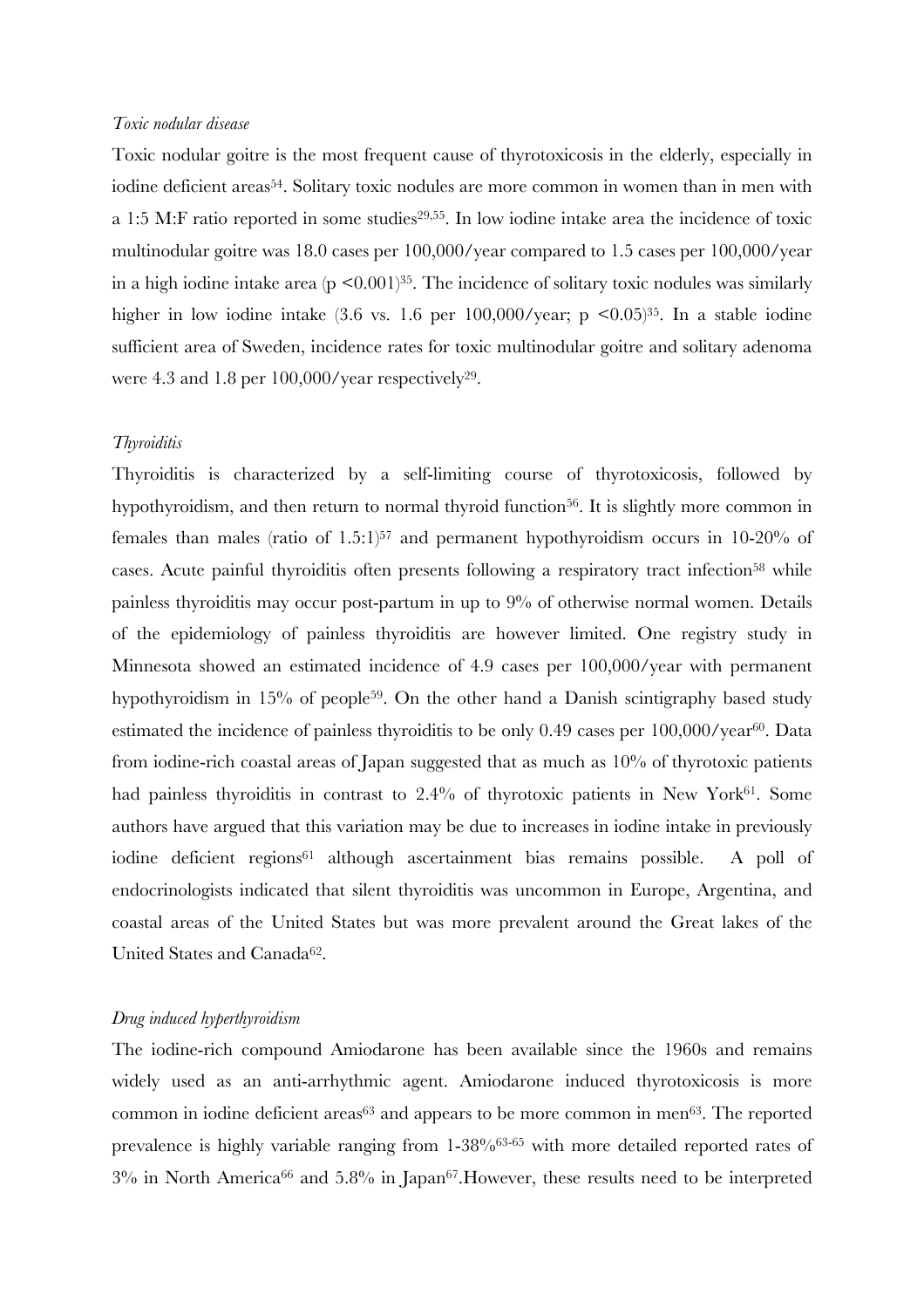*Toxic nodular disease*

Toxic nodular goitre is the most frequent cause of thyrotoxicosis in the elderly, especially in iodine deficient areas[54]. Solitary toxic nodules are more common in women than in men with a 1:5 M:F ratio reported in some studies[29,55]. In low iodine intake area the incidence of toxic multinodular goitre was 18.0 cases per 100,000/year compared to 1.5 cases per 100,000/year in a high iodine intake area ($p < 0.001$)[35]. The incidence of solitary toxic nodules was similarly higher in low iodine intake (3.6 vs. 1.6 per 100,000/year; $p < 0.05$)[35]. In a stable iodine sufficient area of Sweden, incidence rates for toxic multinodular goitre and solitary adenoma were 4.3 and 1.8 per 100,000/year respectively[29].

*Thyroiditis*

Thyroiditis is characterized by a self-limiting course of thyrotoxicosis, followed by hypothyroidism, and then return to normal thyroid function[56]. It is slightly more common in females than males (ratio of 1.5:1)[57] and permanent hypothyroidism occurs in 10-20% of cases. Acute painful thyroiditis often presents following a respiratory tract infection[58] while painless thyroiditis may occur post-partum in up to 9% of otherwise normal women. Details of the epidemiology of painless thyroiditis are however limited. One registry study in Minnesota showed an estimated incidence of 4.9 cases per 100,000/year with permanent hypothyroidism in 15% of people[59]. On the other hand a Danish scintigraphy based study estimated the incidence of painless thyroiditis to be only 0.49 cases per 100,000/year[60]. Data from iodine-rich coastal areas of Japan suggested that as much as 10% of thyrotoxic patients had painless thyroiditis in contrast to 2.4% of thyrotoxic patients in New York[61]. Some authors have argued that this variation may be due to increases in iodine intake in previously iodine deficient regions[61] although ascertainment bias remains possible. A poll of endocrinologists indicated that silent thyroiditis was uncommon in Europe, Argentina, and coastal areas of the United States but was more prevalent around the Great lakes of the United States and Canada[62].

*Drug induced hyperthyroidism*

The iodine-rich compound Amiodarone has been available since the 1960s and remains widely used as an anti-arrhythmic agent. Amiodarone induced thyrotoxicosis is more common in iodine deficient areas[63] and appears to be more common in men[63]. The reported prevalence is highly variable ranging from 1-38%[63-65] with more detailed reported rates of 3% in North America[66] and 5.8% in Japan[67].However, these results need to be interpreted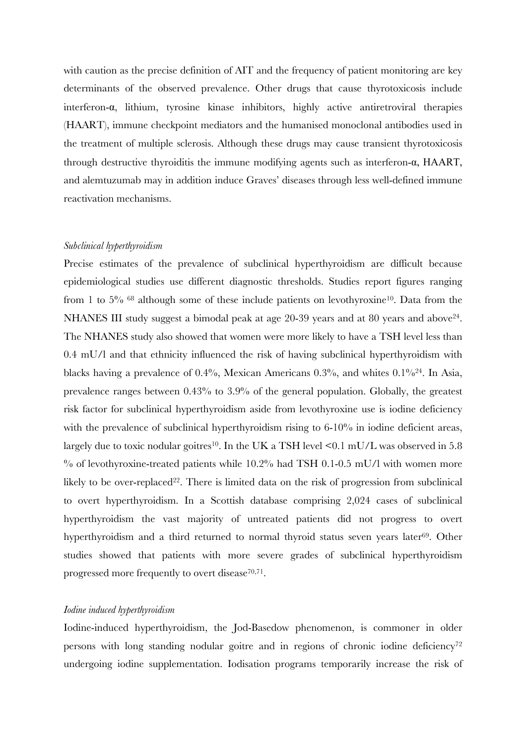with caution as the precise definition of AIT and the frequency of patient monitoring are key determinants of the observed prevalence. Other drugs that cause thyrotoxicosis include interferon-α, lithium, tyrosine kinase inhibitors, highly active antiretroviral therapies (HAART), immune checkpoint mediators and the humanised monoclonal antibodies used in the treatment of multiple sclerosis. Although these drugs may cause transient thyrotoxicosis through destructive thyroiditis the immune modifying agents such as interferon-α, HAART, and alemtuzumab may in addition induce Graves' diseases through less well-defined immune reactivation mechanisms.

*Subclinical hyperthyroidism*

Precise estimates of the prevalence of subclinical hyperthyroidism are difficult because epidemiological studies use different diagnostic thresholds. Studies report figures ranging from 1 to 5% [68] although some of these include patients on levothyroxine[10]. Data from the NHANES III study suggest a bimodal peak at age 20-39 years and at 80 years and above[24]. The NHANES study also showed that women were more likely to have a TSH level less than 0.4 mU/l and that ethnicity influenced the risk of having subclinical hyperthyroidism with blacks having a prevalence of 0.4%, Mexican Americans 0.3%, and whites 0.1%[24]. In Asia, prevalence ranges between 0.43% to 3.9% of the general population. Globally, the greatest risk factor for subclinical hyperthyroidism aside from levothyroxine use is iodine deficiency with the prevalence of subclinical hyperthyroidism rising to 6-10% in iodine deficient areas, largely due to toxic nodular goitres[10]. In the UK a TSH level <0.1 mU/L was observed in 5.8 % of levothyroxine-treated patients while 10.2% had TSH 0.1-0.5 mU/l with women more likely to be over-replaced[22]. There is limited data on the risk of progression from subclinical to overt hyperthyroidism. In a Scottish database comprising 2,024 cases of subclinical hyperthyroidism the vast majority of untreated patients did not progress to overt hyperthyroidism and a third returned to normal thyroid status seven years later[69]. Other studies showed that patients with more severe grades of subclinical hyperthyroidism progressed more frequently to overt disease[70,71].

*Iodine induced hyperthyroidism*

Iodine-induced hyperthyroidism, the Jod-Basedow phenomenon, is commoner in older persons with long standing nodular goitre and in regions of chronic iodine deficiency[72] undergoing iodine supplementation. Iodisation programs temporarily increase the risk of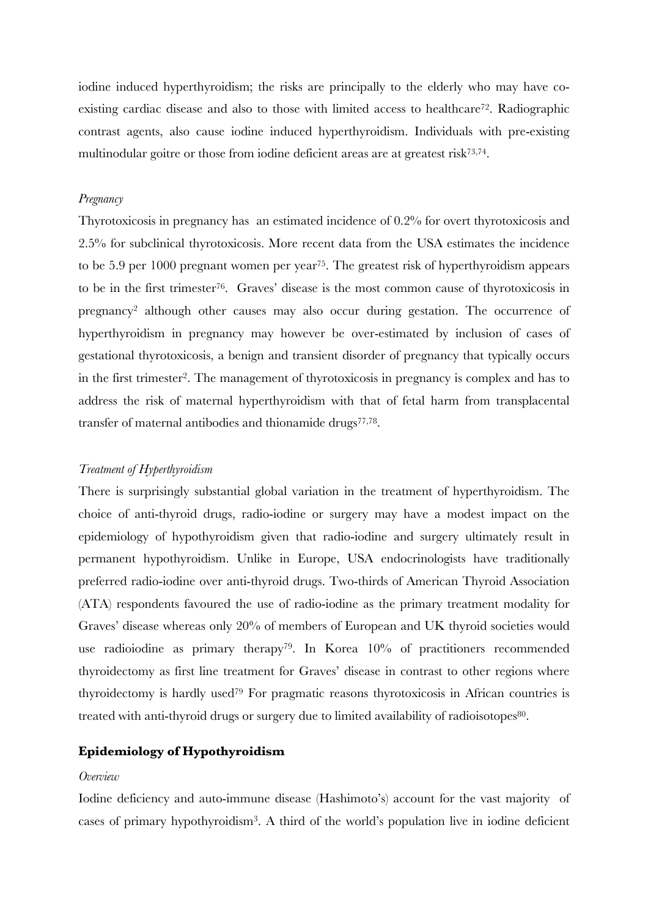iodine induced hyperthyroidism; the risks are principally to the elderly who may have co-existing cardiac disease and also to those with limited access to healthcare[72]. Radiographic contrast agents, also cause iodine induced hyperthyroidism. Individuals with pre-existing multinodular goitre or those from iodine deficient areas are at greatest risk[73,74].

*Pregnancy*

Thyrotoxicosis in pregnancy has an estimated incidence of 0.2% for overt thyrotoxicosis and 2.5% for subclinical thyrotoxicosis. More recent data from the USA estimates the incidence to be 5.9 per 1000 pregnant women per year[75]. The greatest risk of hyperthyroidism appears to be in the first trimester[76]. Graves' disease is the most common cause of thyrotoxicosis in pregnancy[2] although other causes may also occur during gestation. The occurrence of hyperthyroidism in pregnancy may however be over-estimated by inclusion of cases of gestational thyrotoxicosis, a benign and transient disorder of pregnancy that typically occurs in the first trimester[2]. The management of thyrotoxicosis in pregnancy is complex and has to address the risk of maternal hyperthyroidism with that of fetal harm from transplacental transfer of maternal antibodies and thionamide drugs[77,78].

*Treatment of Hyperthyroidism*

There is surprisingly substantial global variation in the treatment of hyperthyroidism. The choice of anti-thyroid drugs, radio-iodine or surgery may have a modest impact on the epidemiology of hypothyroidism given that radio-iodine and surgery ultimately result in permanent hypothyroidism. Unlike in Europe, USA endocrinologists have traditionally preferred radio-iodine over anti-thyroid drugs. Two-thirds of American Thyroid Association (ATA) respondents favoured the use of radio-iodine as the primary treatment modality for Graves' disease whereas only 20% of members of European and UK thyroid societies would use radioiodine as primary therapy[79]. In Korea 10% of practitioners recommended thyroidectomy as first line treatment for Graves' disease in contrast to other regions where thyroidectomy is hardly used[79] For pragmatic reasons thyrotoxicosis in African countries is treated with anti-thyroid drugs or surgery due to limited availability of radioisotopes[80].

## Epidemiology of Hypothyroidism

*Overview*

Iodine deficiency and auto-immune disease (Hashimoto's) account for the vast majority of cases of primary hypothyroidism[3]. A third of the world's population live in iodine deficient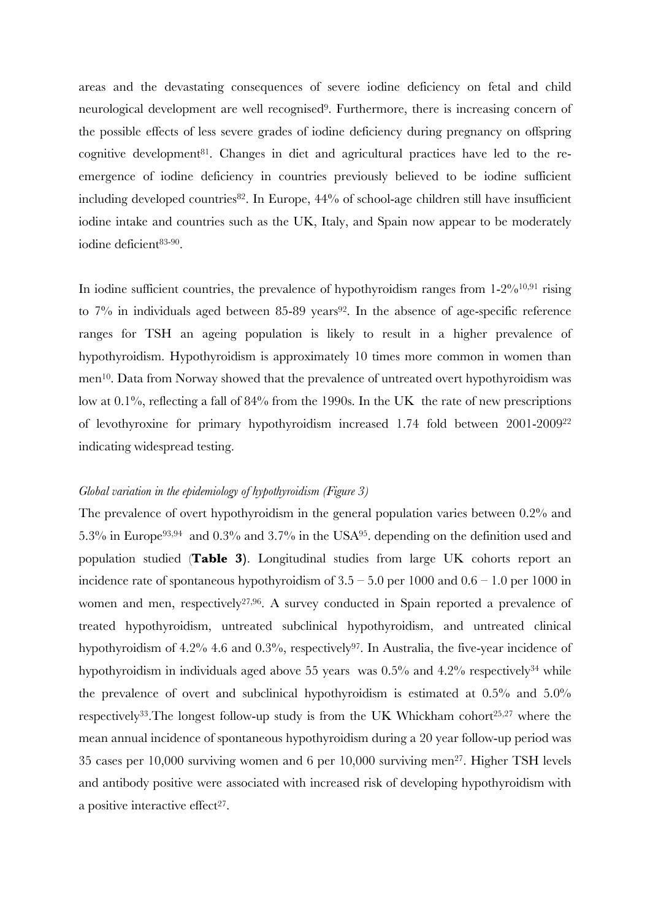areas and the devastating consequences of severe iodine deficiency on fetal and child neurological development are well recognised[9]. Furthermore, there is increasing concern of the possible effects of less severe grades of iodine deficiency during pregnancy on offspring cognitive development[81]. Changes in diet and agricultural practices have led to the re-emergence of iodine deficiency in countries previously believed to be iodine sufficient including developed countries[82]. In Europe, 44% of school-age children still have insufficient iodine intake and countries such as the UK, Italy, and Spain now appear to be moderately iodine deficient[83-90].

In iodine sufficient countries, the prevalence of hypothyroidism ranges from 1-2%[10,91] rising to 7% in individuals aged between 85-89 years[92]. In the absence of age-specific reference ranges for TSH an ageing population is likely to result in a higher prevalence of hypothyroidism. Hypothyroidism is approximately 10 times more common in women than men[10]. Data from Norway showed that the prevalence of untreated overt hypothyroidism was low at 0.1%, reflecting a fall of 84% from the 1990s. In the UK the rate of new prescriptions of levothyroxine for primary hypothyroidism increased 1.74 fold between 2001-2009[22] indicating widespread testing.

*Global variation in the epidemiology of hypothyroidism (Figure 3)*

The prevalence of overt hypothyroidism in the general population varies between 0.2% and 5.3% in Europe[93,94] and 0.3% and 3.7% in the USA[95]. depending on the definition used and population studied (**Table 3**). Longitudinal studies from large UK cohorts report an incidence rate of spontaneous hypothyroidism of 3.5 – 5.0 per 1000 and 0.6 – 1.0 per 1000 in women and men, respectively[27,96]. A survey conducted in Spain reported a prevalence of treated hypothyroidism, untreated subclinical hypothyroidism, and untreated clinical hypothyroidism of 4.2% 4.6 and 0.3%, respectively[97]. In Australia, the five-year incidence of hypothyroidism in individuals aged above 55 years was 0.5% and 4.2% respectively[34] while the prevalence of overt and subclinical hypothyroidism is estimated at 0.5% and 5.0% respectively[33].The longest follow-up study is from the UK Whickham cohort[25,27] where the mean annual incidence of spontaneous hypothyroidism during a 20 year follow-up period was 35 cases per 10,000 surviving women and 6 per 10,000 surviving men[27]. Higher TSH levels and antibody positive were associated with increased risk of developing hypothyroidism with a positive interactive effect[27].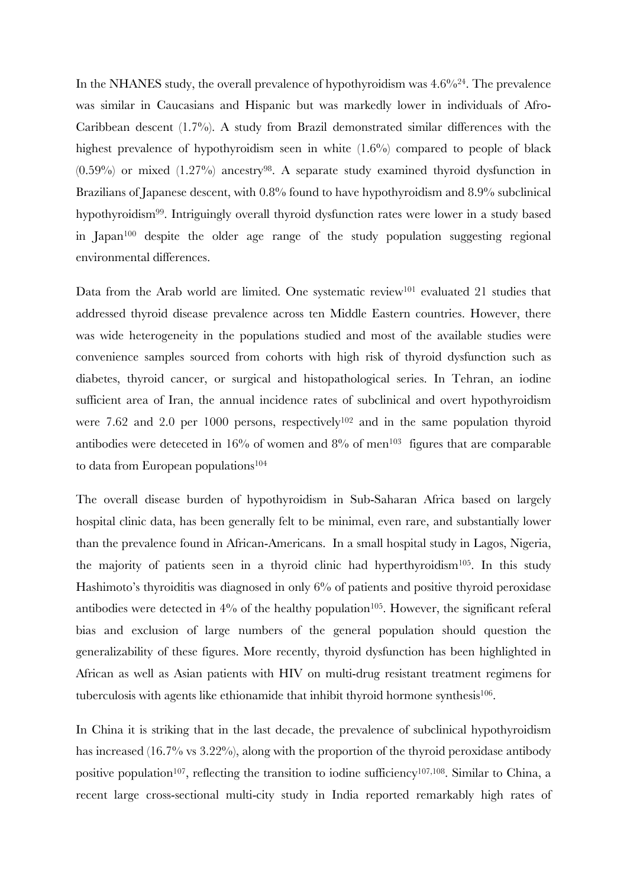In the NHANES study, the overall prevalence of hypothyroidism was 4.6%[24]. The prevalence was similar in Caucasians and Hispanic but was markedly lower in individuals of Afro-Caribbean descent (1.7%). A study from Brazil demonstrated similar differences with the highest prevalence of hypothyroidism seen in white (1.6%) compared to people of black (0.59%) or mixed (1.27%) ancestry[98]. A separate study examined thyroid dysfunction in Brazilians of Japanese descent, with 0.8% found to have hypothyroidism and 8.9% subclinical hypothyroidism[99]. Intriguingly overall thyroid dysfunction rates were lower in a study based in Japan[100] despite the older age range of the study population suggesting regional environmental differences.

Data from the Arab world are limited. One systematic review[101] evaluated 21 studies that addressed thyroid disease prevalence across ten Middle Eastern countries. However, there was wide heterogeneity in the populations studied and most of the available studies were convenience samples sourced from cohorts with high risk of thyroid dysfunction such as diabetes, thyroid cancer, or surgical and histopathological series. In Tehran, an iodine sufficient area of Iran, the annual incidence rates of subclinical and overt hypothyroidism were 7.62 and 2.0 per 1000 persons, respectively[102] and in the same population thyroid antibodies were deteceted in 16% of women and 8% of men[103] figures that are comparable to data from European populations[104]

The overall disease burden of hypothyroidism in Sub-Saharan Africa based on largely hospital clinic data, has been generally felt to be minimal, even rare, and substantially lower than the prevalence found in African-Americans. In a small hospital study in Lagos, Nigeria, the majority of patients seen in a thyroid clinic had hyperthyroidism[105]. In this study Hashimoto's thyroiditis was diagnosed in only 6% of patients and positive thyroid peroxidase antibodies were detected in 4% of the healthy population[105]. However, the significant referal bias and exclusion of large numbers of the general population should question the generalizability of these figures. More recently, thyroid dysfunction has been highlighted in African as well as Asian patients with HIV on multi-drug resistant treatment regimens for tuberculosis with agents like ethionamide that inhibit thyroid hormone synthesis[106].

In China it is striking that in the last decade, the prevalence of subclinical hypothyroidism has increased (16.7% vs 3.22%), along with the proportion of the thyroid peroxidase antibody positive population[107], reflecting the transition to iodine sufficiency[107,108]. Similar to China, a recent large cross-sectional multi-city study in India reported remarkably high rates of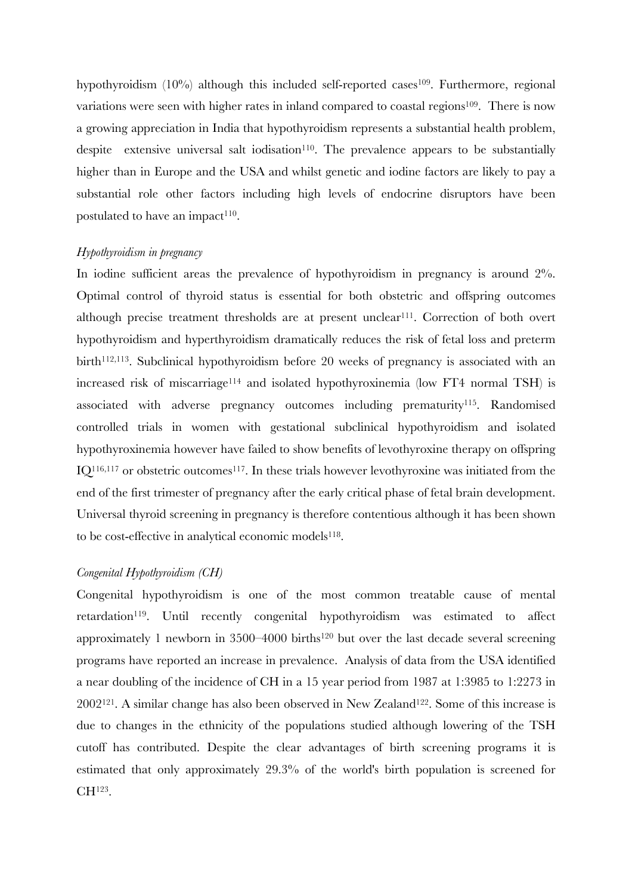hypothyroidism (10%) although this included self-reported cases[109]. Furthermore, regional variations were seen with higher rates in inland compared to coastal regions[109]. There is now a growing appreciation in India that hypothyroidism represents a substantial health problem, despite extensive universal salt iodisation[110]. The prevalence appears to be substantially higher than in Europe and the USA and whilst genetic and iodine factors are likely to pay a substantial role other factors including high levels of endocrine disruptors have been postulated to have an impact[110].

*Hypothyroidism in pregnancy*

In iodine sufficient areas the prevalence of hypothyroidism in pregnancy is around 2%. Optimal control of thyroid status is essential for both obstetric and offspring outcomes although precise treatment thresholds are at present unclear[111]. Correction of both overt hypothyroidism and hyperthyroidism dramatically reduces the risk of fetal loss and preterm birth[112,113]. Subclinical hypothyroidism before 20 weeks of pregnancy is associated with an increased risk of miscarriage[114] and isolated hypothyroxinemia (low FT4 normal TSH) is associated with adverse pregnancy outcomes including prematurity[115]. Randomised controlled trials in women with gestational subclinical hypothyroidism and isolated hypothyroxinemia however have failed to show benefits of levothyroxine therapy on offspring IQ[116,117] or obstetric outcomes[117]. In these trials however levothyroxine was initiated from the end of the first trimester of pregnancy after the early critical phase of fetal brain development. Universal thyroid screening in pregnancy is therefore contentious although it has been shown to be cost-effective in analytical economic models[118].

*Congenital Hypothyroidism (CH)*

Congenital hypothyroidism is one of the most common treatable cause of mental retardation[119]. Until recently congenital hypothyroidism was estimated to affect approximately 1 newborn in 3500–4000 births[120] but over the last decade several screening programs have reported an increase in prevalence. Analysis of data from the USA identified a near doubling of the incidence of CH in a 15 year period from 1987 at 1:3985 to 1:2273 in 2002[121]. A similar change has also been observed in New Zealand[122]. Some of this increase is due to changes in the ethnicity of the populations studied although lowering of the TSH cutoff has contributed. Despite the clear advantages of birth screening programs it is estimated that only approximately 29.3% of the world's birth population is screened for CH[123].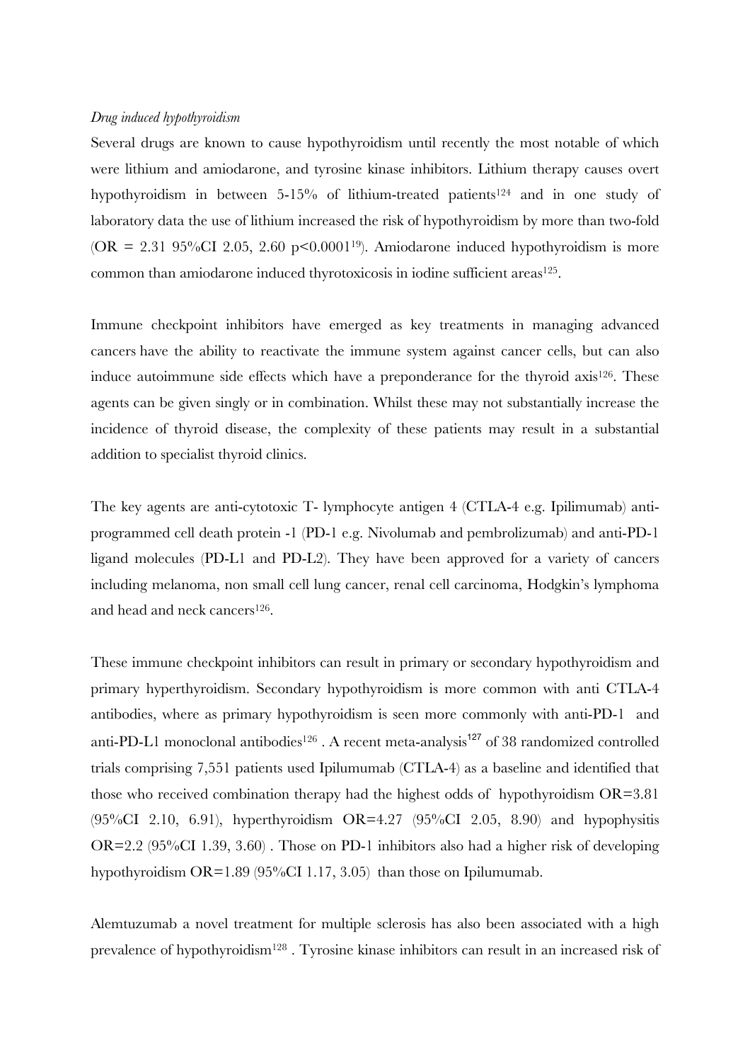*Drug induced hypothyroidism*

Several drugs are known to cause hypothyroidism until recently the most notable of which were lithium and amiodarone, and tyrosine kinase inhibitors. Lithium therapy causes overt hypothyroidism in between 5-15% of lithium-treated patients[124] and in one study of laboratory data the use of lithium increased the risk of hypothyroidism by more than two-fold (OR = 2.31 95%CI 2.05, 2.60 $p<0.0001$[19]). Amiodarone induced hypothyroidism is more common than amiodarone induced thyrotoxicosis in iodine sufficient areas[125].

Immune checkpoint inhibitors have emerged as key treatments in managing advanced cancers have the ability to reactivate the immune system against cancer cells, but can also induce autoimmune side effects which have a preponderance for the thyroid axis[126]. These agents can be given singly or in combination. Whilst these may not substantially increase the incidence of thyroid disease, the complexity of these patients may result in a substantial addition to specialist thyroid clinics.

The key agents are anti-cytotoxic T- lymphocyte antigen 4 (CTLA-4 e.g. Ipilimumab) anti-programmed cell death protein -1 (PD-1 e.g. Nivolumab and pembrolizumab) and anti-PD-1 ligand molecules (PD-L1 and PD-L2). They have been approved for a variety of cancers including melanoma, non small cell lung cancer, renal cell carcinoma, Hodgkin's lymphoma and head and neck cancers[126].

These immune checkpoint inhibitors can result in primary or secondary hypothyroidism and primary hyperthyroidism. Secondary hypothyroidism is more common with anti CTLA-4 antibodies, where as primary hypothyroidism is seen more commonly with anti-PD-1 and anti-PD-L1 monoclonal antibodies[126] . A recent meta-analysis[127] of 38 randomized controlled trials comprising 7,551 patients used Ipilumumab (CTLA-4) as a baseline and identified that those who received combination therapy had the highest odds of hypothyroidism OR=3.81 (95%CI 2.10, 6.91), hyperthyroidism OR=4.27 (95%CI 2.05, 8.90) and hypophysitis OR=2.2 (95%CI 1.39, 3.60) . Those on PD-1 inhibitors also had a higher risk of developing hypothyroidism OR=1.89 (95%CI 1.17, 3.05) than those on Ipilumumab.

Alemtuzumab a novel treatment for multiple sclerosis has also been associated with a high prevalence of hypothyroidism[128] . Tyrosine kinase inhibitors can result in an increased risk of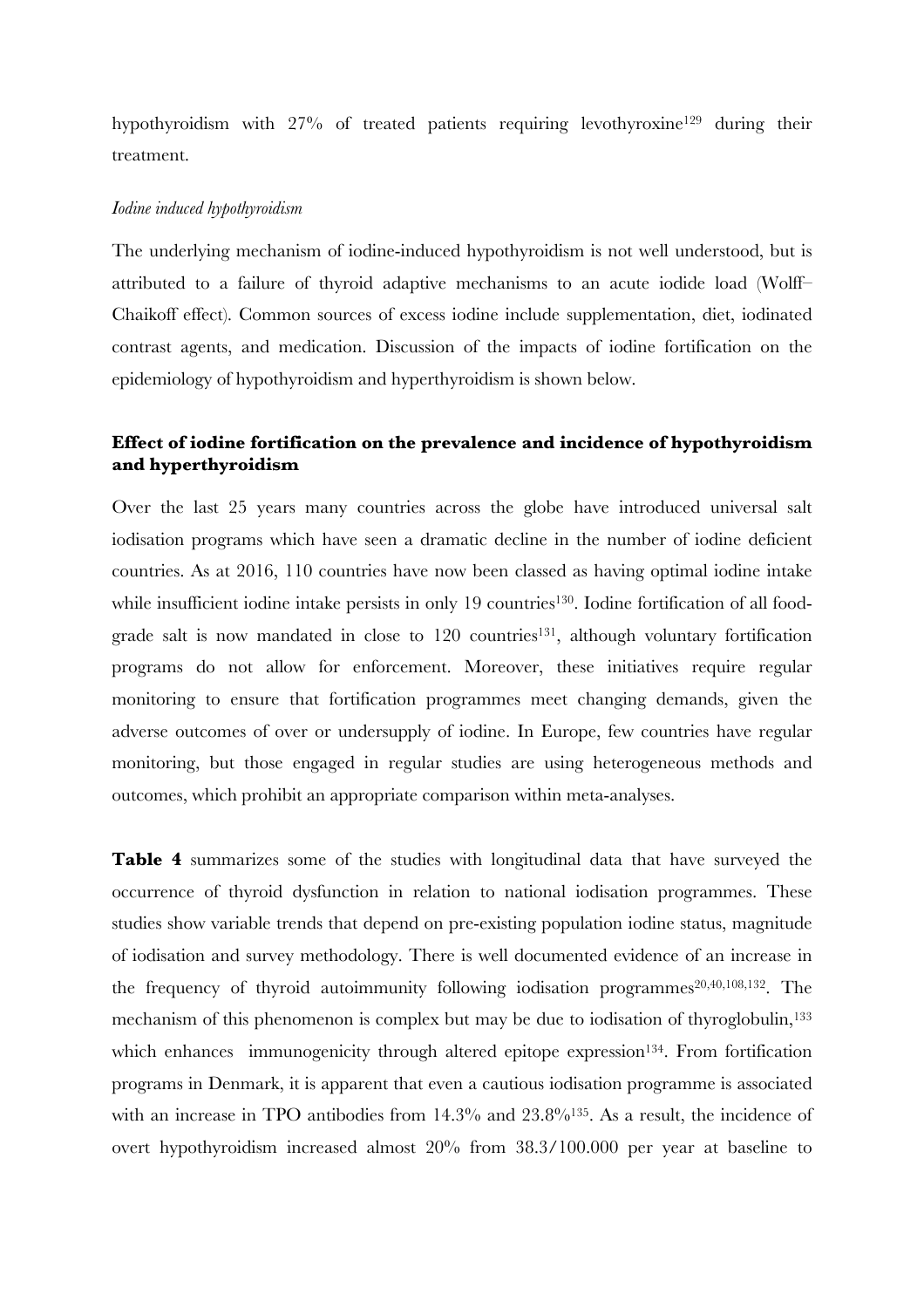hypothyroidism with 27% of treated patients requiring levothyroxine[129] during their treatment.

*Iodine induced hypothyroidism*

The underlying mechanism of iodine-induced hypothyroidism is not well understood, but is attributed to a failure of thyroid adaptive mechanisms to an acute iodide load (Wolff–Chaikoff effect). Common sources of excess iodine include supplementation, diet, iodinated contrast agents, and medication. Discussion of the impacts of iodine fortification on the epidemiology of hypothyroidism and hyperthyroidism is shown below.

**Effect of iodine fortification on the prevalence and incidence of hypothyroidism and hyperthyroidism**

Over the last 25 years many countries across the globe have introduced universal salt iodisation programs which have seen a dramatic decline in the number of iodine deficient countries. As at 2016, 110 countries have now been classed as having optimal iodine intake while insufficient iodine intake persists in only 19 countries[130]. Iodine fortification of all food-grade salt is now mandated in close to 120 countries[131], although voluntary fortification programs do not allow for enforcement. Moreover, these initiatives require regular monitoring to ensure that fortification programmes meet changing demands, given the adverse outcomes of over or undersupply of iodine. In Europe, few countries have regular monitoring, but those engaged in regular studies are using heterogeneous methods and outcomes, which prohibit an appropriate comparison within meta-analyses.

**Table 4** summarizes some of the studies with longitudinal data that have surveyed the occurrence of thyroid dysfunction in relation to national iodisation programmes. These studies show variable trends that depend on pre-existing population iodine status, magnitude of iodisation and survey methodology. There is well documented evidence of an increase in the frequency of thyroid autoimmunity following iodisation programmes[20,40,108,132]. The mechanism of this phenomenon is complex but may be due to iodisation of thyroglobulin,[133] which enhances immunogenicity through altered epitope expression[134]. From fortification programs in Denmark, it is apparent that even a cautious iodisation programme is associated with an increase in TPO antibodies from 14.3% and 23.8%[135]. As a result, the incidence of overt hypothyroidism increased almost 20% from 38.3/100.000 per year at baseline to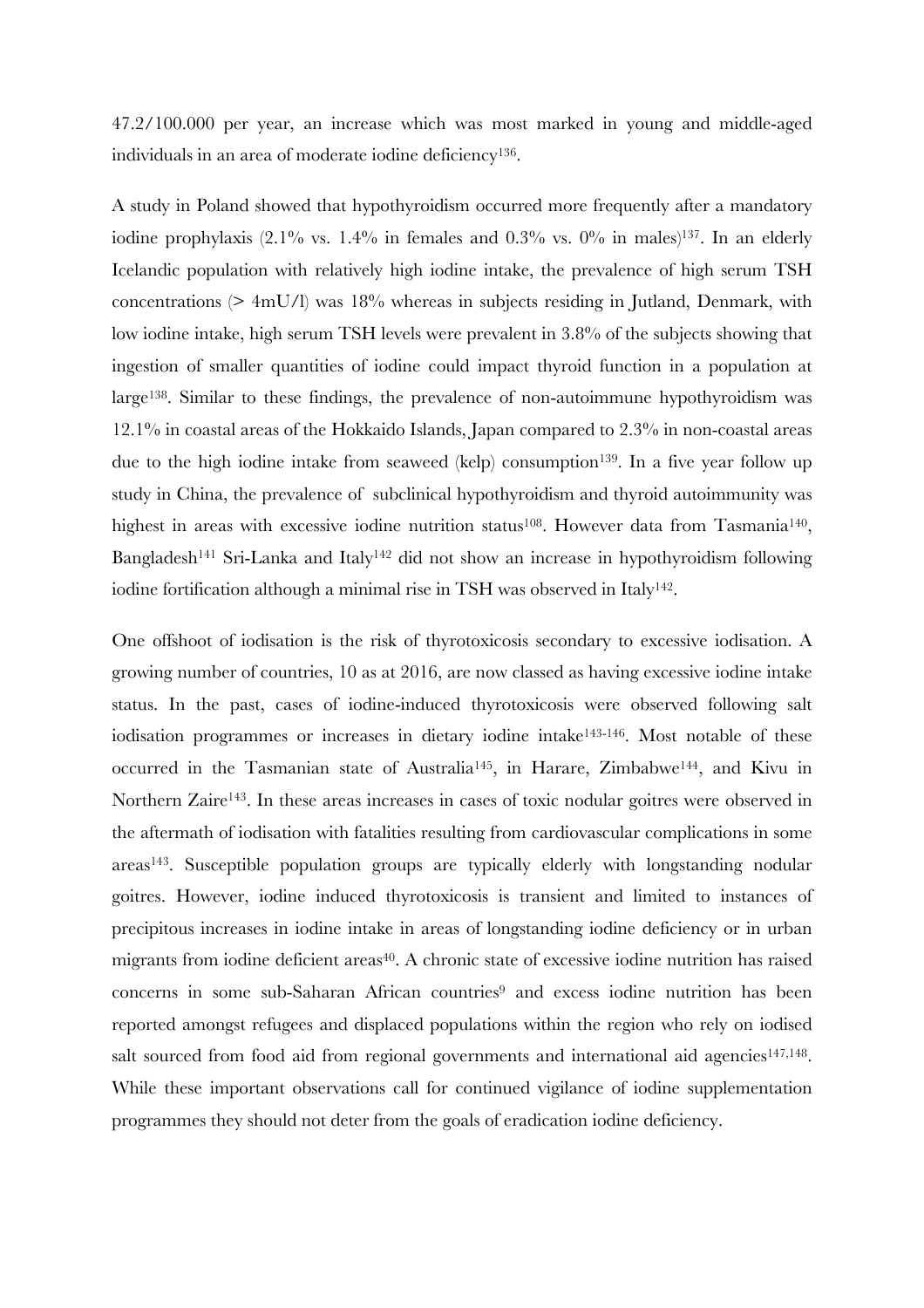47.2/100.000 per year, an increase which was most marked in young and middle-aged individuals in an area of moderate iodine deficiency[136].

A study in Poland showed that hypothyroidism occurred more frequently after a mandatory iodine prophylaxis (2.1% vs. 1.4% in females and 0.3% vs. 0% in males)[137]. In an elderly Icelandic population with relatively high iodine intake, the prevalence of high serum TSH concentrations (> 4mU/l) was 18% whereas in subjects residing in Jutland, Denmark, with low iodine intake, high serum TSH levels were prevalent in 3.8% of the subjects showing that ingestion of smaller quantities of iodine could impact thyroid function in a population at large[138]. Similar to these findings, the prevalence of non-autoimmune hypothyroidism was 12.1% in coastal areas of the Hokkaido Islands, Japan compared to 2.3% in non-coastal areas due to the high iodine intake from seaweed (kelp) consumption[139]. In a five year follow up study in China, the prevalence of subclinical hypothyroidism and thyroid autoimmunity was highest in areas with excessive iodine nutrition status[108]. However data from Tasmania[140], Bangladesh[141] Sri-Lanka and Italy[142] did not show an increase in hypothyroidism following iodine fortification although a minimal rise in TSH was observed in Italy[142].

One offshoot of iodisation is the risk of thyrotoxicosis secondary to excessive iodisation. A growing number of countries, 10 as at 2016, are now classed as having excessive iodine intake status. In the past, cases of iodine-induced thyrotoxicosis were observed following salt iodisation programmes or increases in dietary iodine intake[143-146]. Most notable of these occurred in the Tasmanian state of Australia[145], in Harare, Zimbabwe[144], and Kivu in Northern Zaire[143]. In these areas increases in cases of toxic nodular goitres were observed in the aftermath of iodisation with fatalities resulting from cardiovascular complications in some areas[143]. Susceptible population groups are typically elderly with longstanding nodular goitres. However, iodine induced thyrotoxicosis is transient and limited to instances of precipitous increases in iodine intake in areas of longstanding iodine deficiency or in urban migrants from iodine deficient areas[40]. A chronic state of excessive iodine nutrition has raised concerns in some sub-Saharan African countries[9] and excess iodine nutrition has been reported amongst refugees and displaced populations within the region who rely on iodised salt sourced from food aid from regional governments and international aid agencies[147,148]. While these important observations call for continued vigilance of iodine supplementation programmes they should not deter from the goals of eradication iodine deficiency.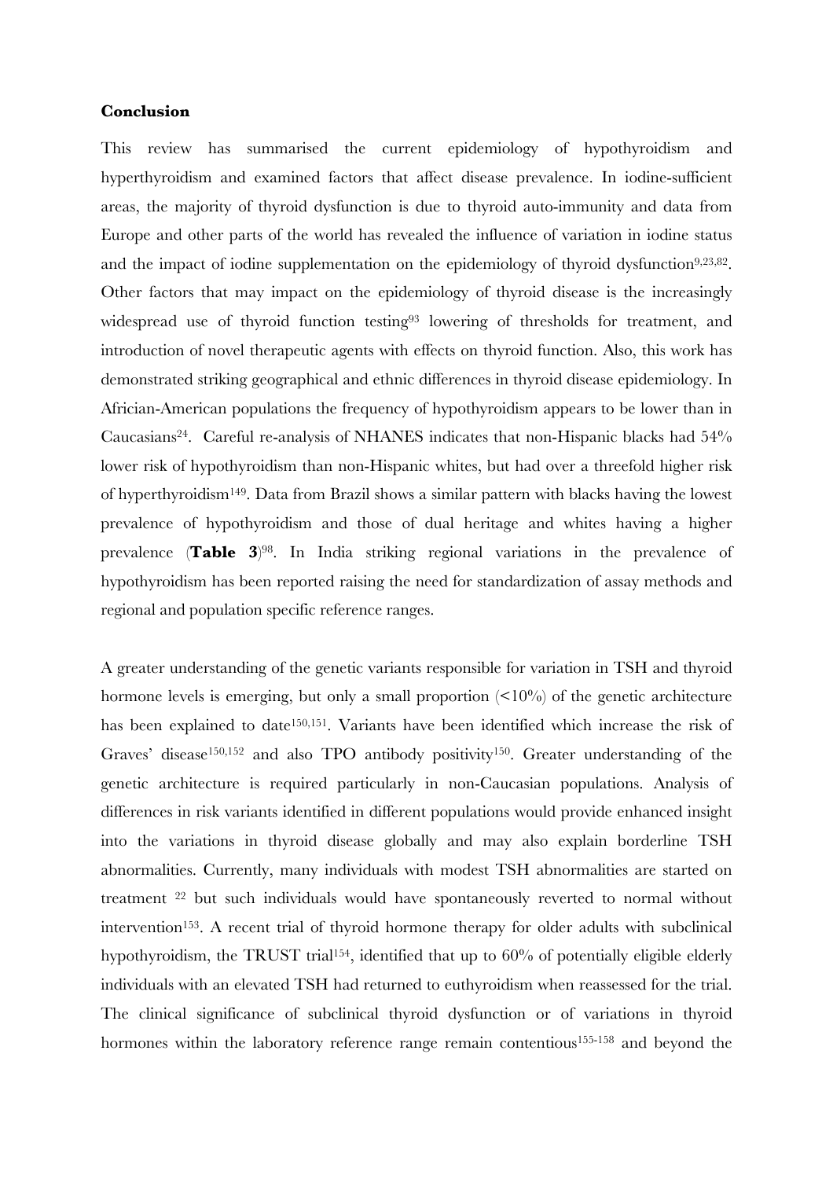**Conclusion**

This review has summarised the current epidemiology of hypothyroidism and hyperthyroidism and examined factors that affect disease prevalence. In iodine-sufficient areas, the majority of thyroid dysfunction is due to thyroid auto-immunity and data from Europe and other parts of the world has revealed the influence of variation in iodine status and the impact of iodine supplementation on the epidemiology of thyroid dysfunction[9,23,82]. Other factors that may impact on the epidemiology of thyroid disease is the increasingly widespread use of thyroid function testing[93] lowering of thresholds for treatment, and introduction of novel therapeutic agents with effects on thyroid function. Also, this work has demonstrated striking geographical and ethnic differences in thyroid disease epidemiology. In Africian-American populations the frequency of hypothyroidism appears to be lower than in Caucasians[24]. Careful re-analysis of NHANES indicates that non-Hispanic blacks had 54% lower risk of hypothyroidism than non-Hispanic whites, but had over a threefold higher risk of hyperthyroidism[149]. Data from Brazil shows a similar pattern with blacks having the lowest prevalence of hypothyroidism and those of dual heritage and whites having a higher prevalence (**Table 3**)[98]. In India striking regional variations in the prevalence of hypothyroidism has been reported raising the need for standardization of assay methods and regional and population specific reference ranges.

A greater understanding of the genetic variants responsible for variation in TSH and thyroid hormone levels is emerging, but only a small proportion (<10%) of the genetic architecture has been explained to date[150,151]. Variants have been identified which increase the risk of Graves' disease[150,152] and also TPO antibody positivity[150]. Greater understanding of the genetic architecture is required particularly in non-Caucasian populations. Analysis of differences in risk variants identified in different populations would provide enhanced insight into the variations in thyroid disease globally and may also explain borderline TSH abnormalities. Currently, many individuals with modest TSH abnormalities are started on treatment [22] but such individuals would have spontaneously reverted to normal without intervention[153]. A recent trial of thyroid hormone therapy for older adults with subclinical hypothyroidism, the TRUST trial[154], identified that up to 60% of potentially eligible elderly individuals with an elevated TSH had returned to euthyroidism when reassessed for the trial. The clinical significance of subclinical thyroid dysfunction or of variations in thyroid hormones within the laboratory reference range remain contentious[155-158] and beyond the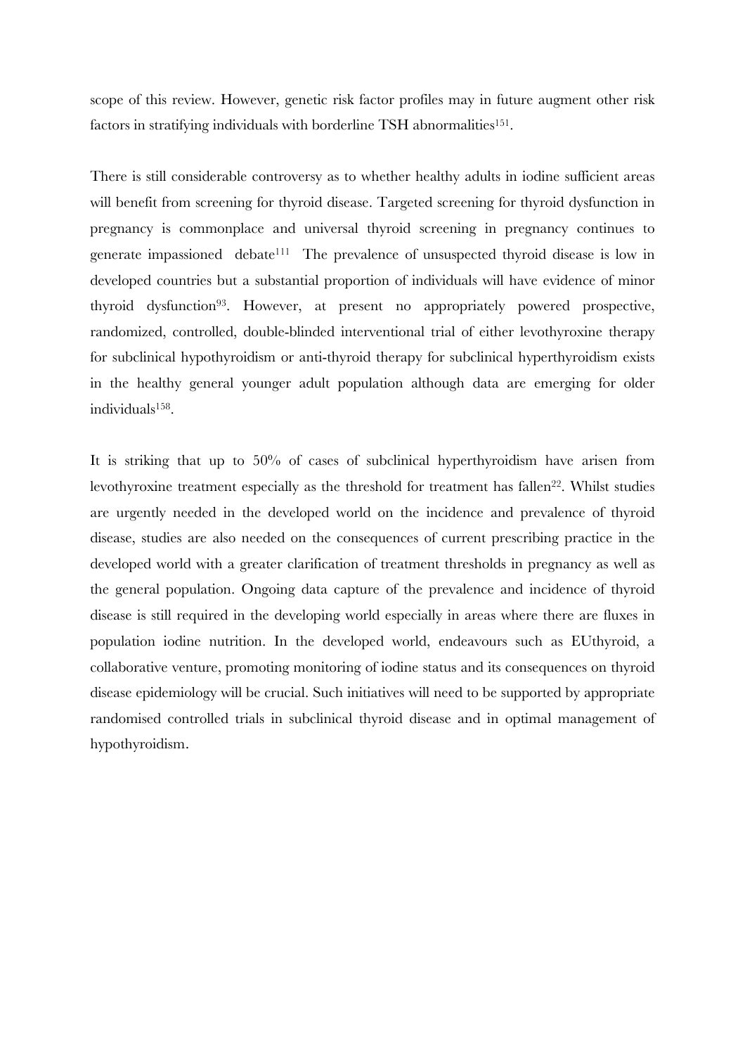scope of this review. However, genetic risk factor profiles may in future augment other risk factors in stratifying individuals with borderline TSH abnormalities[151].

There is still considerable controversy as to whether healthy adults in iodine sufficient areas will benefit from screening for thyroid disease. Targeted screening for thyroid dysfunction in pregnancy is commonplace and universal thyroid screening in pregnancy continues to generate impassioned debate[111] The prevalence of unsuspected thyroid disease is low in developed countries but a substantial proportion of individuals will have evidence of minor thyroid dysfunction[93]. However, at present no appropriately powered prospective, randomized, controlled, double-blinded interventional trial of either levothyroxine therapy for subclinical hypothyroidism or anti-thyroid therapy for subclinical hyperthyroidism exists in the healthy general younger adult population although data are emerging for older individuals[158].

It is striking that up to 50% of cases of subclinical hyperthyroidism have arisen from levothyroxine treatment especially as the threshold for treatment has fallen[22]. Whilst studies are urgently needed in the developed world on the incidence and prevalence of thyroid disease, studies are also needed on the consequences of current prescribing practice in the developed world with a greater clarification of treatment thresholds in pregnancy as well as the general population. Ongoing data capture of the prevalence and incidence of thyroid disease is still required in the developing world especially in areas where there are fluxes in population iodine nutrition. In the developed world, endeavours such as EUthyroid, a collaborative venture, promoting monitoring of iodine status and its consequences on thyroid disease epidemiology will be crucial. Such initiatives will need to be supported by appropriate randomised controlled trials in subclinical thyroid disease and in optimal management of hypothyroidism.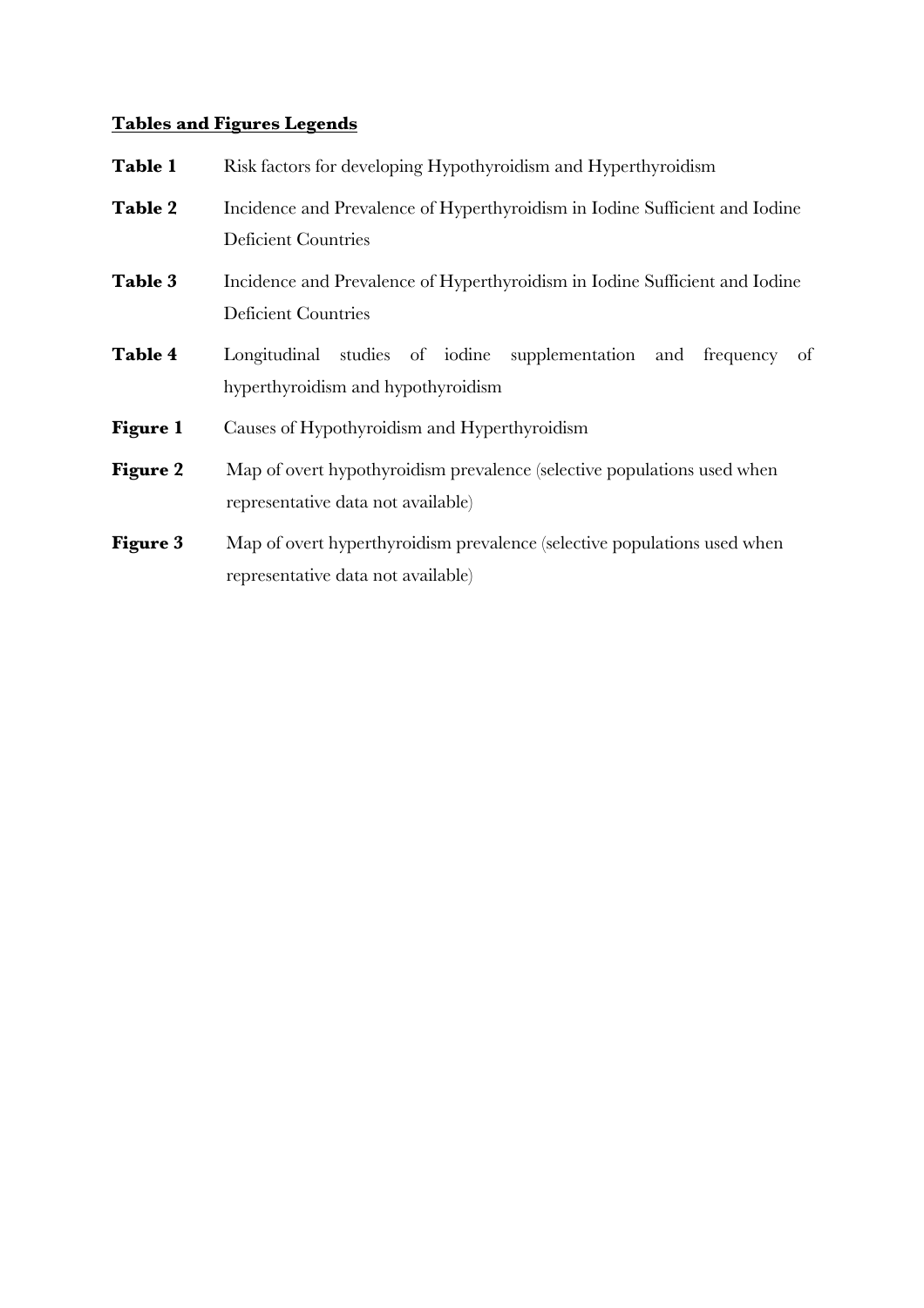**<u>Tables and Figures Legends</u>**

**Table 1** Risk factors for developing Hypothyroidism and Hyperthyroidism

**Table 2** Incidence and Prevalence of Hyperthyroidism in Iodine Sufficient and Iodine Deficient Countries

**Table 3** Incidence and Prevalence of Hyperthyroidism in Iodine Sufficient and Iodine Deficient Countries

**Table 4** Longitudinal studies of iodine supplementation and frequency of hyperthyroidism and hypothyroidism

**Figure 1** Causes of Hypothyroidism and Hyperthyroidism

**Figure 2** Map of overt hypothyroidism prevalence (selective populations used when representative data not available)

**Figure 3** Map of overt hyperthyroidism prevalence (selective populations used when representative data not available)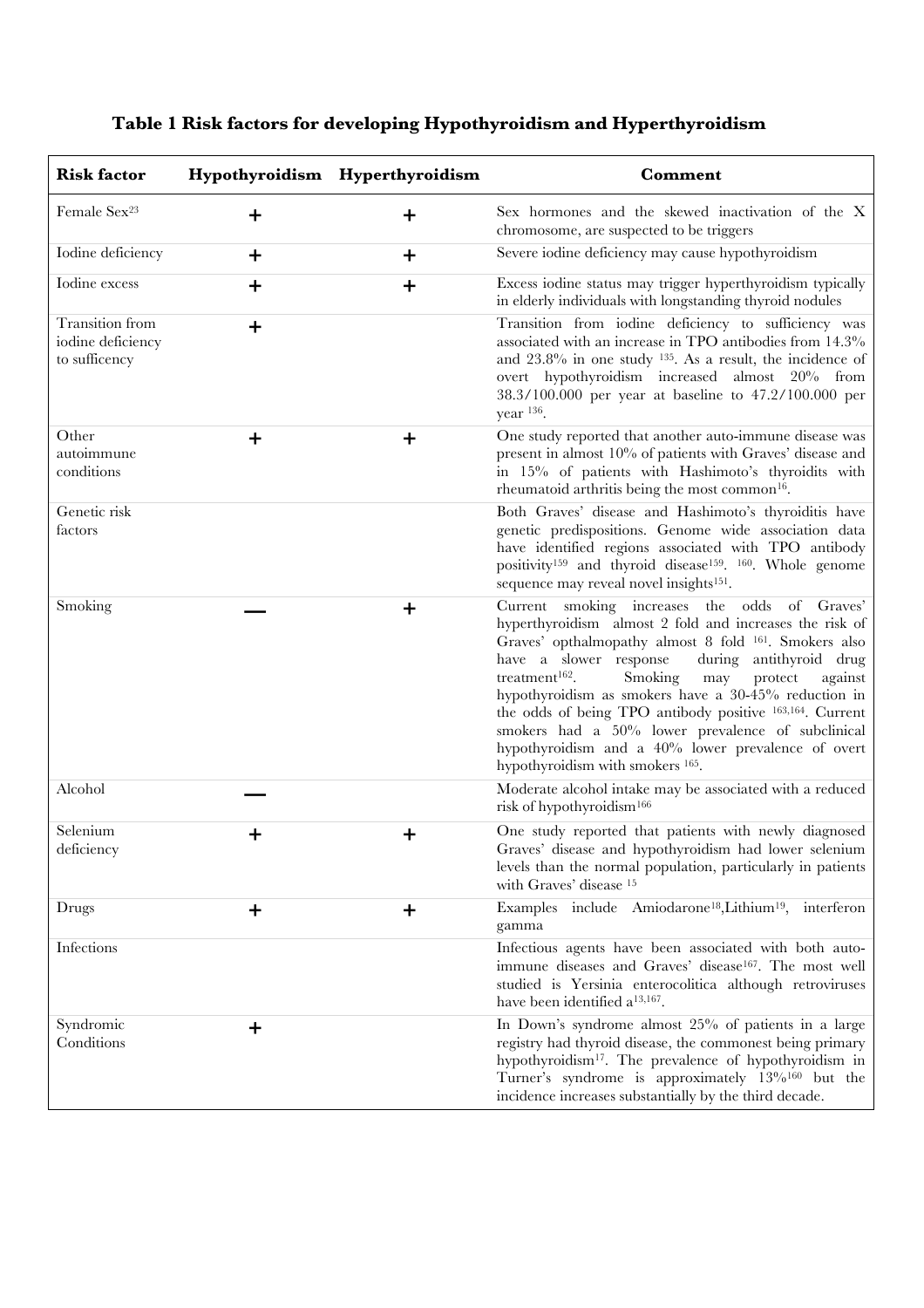**Table 1 Risk factors for developing Hypothyroidism and Hyperthyroidism**

| Risk factor | Hypothyroidism | Hyperthyroidism | Comment |
| --- | --- | --- | --- |
| Female Sex[23] | + | + | Sex hormones and the skewed inactivation of the X chromosome, are suspected to be triggers |
| Iodine deficiency | + | + | Severe iodine deficiency may cause hypothyroidism |
| Iodine excess | + | + | Excess iodine status may trigger hyperthyroidism typically in elderly individuals with longstanding thyroid nodules |
| Transition from iodine deficiency to sufficency | + | | Transition from iodine deficiency to sufficiency was associated with an increase in TPO antibodies from 14.3% and 23.8% in one study [135]. As a result, the incidence of overt hypothyroidism increased almost 20% from 38.3/100.000 per year at baseline to 47.2/100.000 per year [136]. |
| Other autoimmune conditions | + | + | One study reported that another auto-immune disease was present in almost 10% of patients with Graves' disease and in 15% of patients with Hashimoto's thyroidits with rheumatoid arthritis being the most common[16]. |
| Genetic risk factors | | | Both Graves' disease and Hashimoto's thyroiditis have genetic predispositions. Genome wide association data have identified regions associated with TPO antibody positivity[159] and thyroid disease[159, 160]. Whole genome sequence may reveal novel insights[151]. |
| Smoking | — | + | Current smoking increases the odds of Graves' hyperthyroidism almost 2 fold and increases the risk of Graves' opthalmopathy almost 8 fold [161]. Smokers also have a slower response during antithyroid drug treatment[162]. Smoking may protect against hypothyroidism as smokers have a 30-45% reduction in the odds of being TPO antibody positive [163,164]. Current smokers had a 50% lower prevalence of subclinical hypothyroidism and a 40% lower prevalence of overt hypothyroidism with smokers [165]. |
| Alcohol | — | | Moderate alcohol intake may be associated with a reduced risk of hypothyroidism[166] |
| Selenium deficiency | + | + | One study reported that patients with newly diagnosed Graves' disease and hypothyroidism had lower selenium levels than the normal population, particularly in patients with Graves' disease [15] |
| Drugs | + | + | Examples include Amiodarone[18], Lithium[19], interferon gamma |
| Infections | | | Infectious agents have been associated with both auto-immune diseases and Graves' disease[167]. The most well studied is Yersinia enterocolitica although retroviruses have been identified a[13,167]. |
| Syndromic Conditions | + | | In Down's syndrome almost 25% of patients in a large registry had thyroid disease, the commonest being primary hypothyroidism[17]. The prevalence of hypothyroidism in Turner's syndrome is approximately 13%[160] but the incidence increases substantially by the third decade. |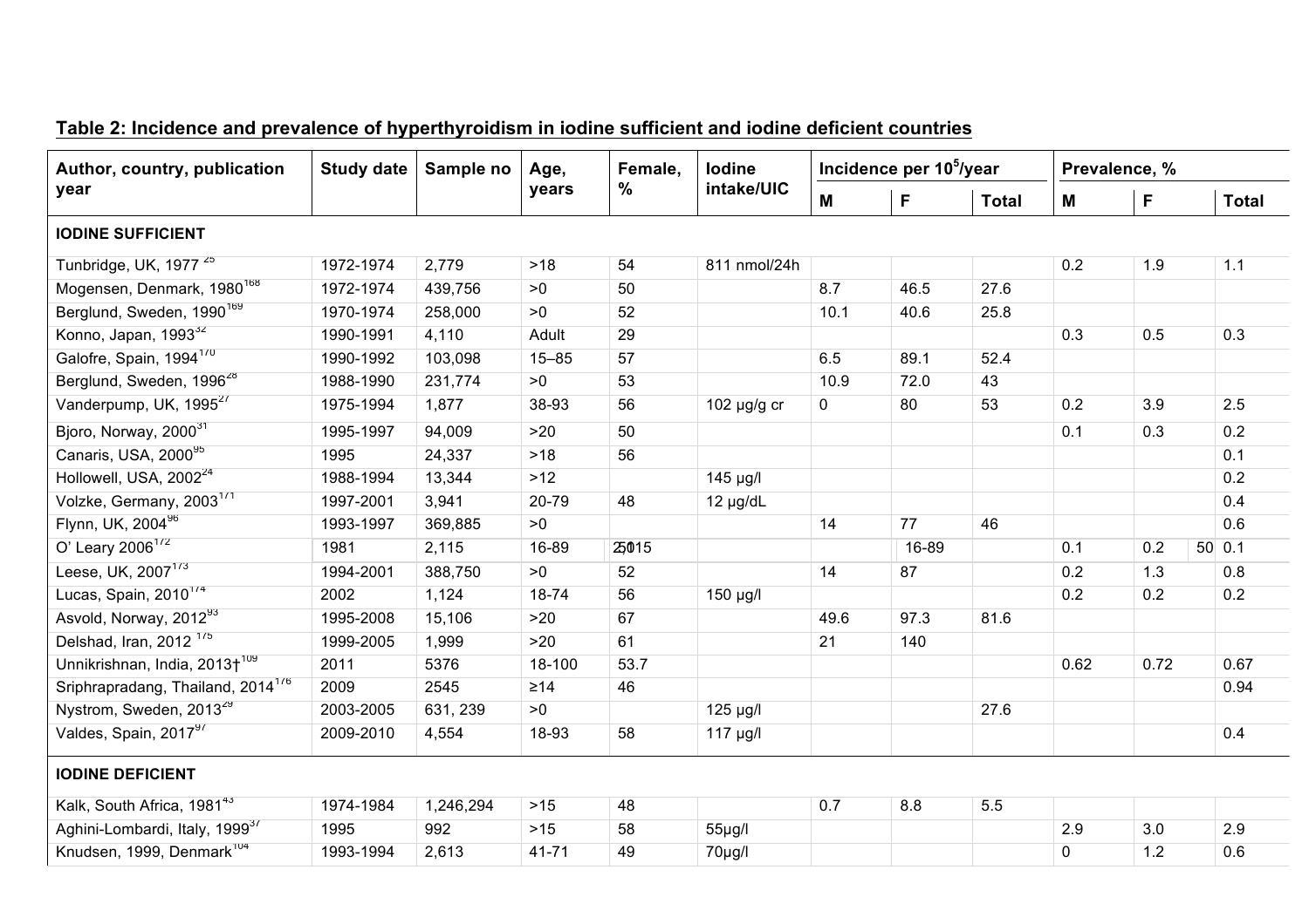**Table 2: Incidence and prevalence of hyperthyroidism in iodine sufficient and iodine deficient countries**

| Author, country, publication year | Study date | Sample no | Age, years | Female, % | Iodine intake/UIC | Incidence per $10^5$/year | | | Prevalence, % | | |
|---|---|---|---|---|---|---|---|---|---|---|---|
| | | | | | | M | F | Total | M | F | Total |
| **IODINE SUFFICIENT** | | | | | | | | | | | |
| Tunbridge, UK, 1977 [25] | 1972-1974 | 2,779 | >18 | 54 | 811 nmol/24h | | | | 0.2 | 1.9 | 1.1 |
| Mogensen, Denmark, 1980[168] | 1972-1974 | 439,756 | >0 | 50 | | 8.7 | 46.5 | 27.6 | | | |
| Berglund, Sweden, 1990[169] | 1970-1974 | 258,000 | >0 | 52 | | 10.1 | 40.6 | 25.8 | | | |
| Konno, Japan, 1993[32] | 1990-1991 | 4,110 | Adult | 29 | | | | | 0.3 | 0.5 | 0.3 |
| Galofre, Spain, 1994[170] | 1990-1992 | 103,098 | 15–85 | 57 | | 6.5 | 89.1 | 52.4 | | | |
| Berglund, Sweden, 1996[28] | 1988-1990 | 231,774 | >0 | 53 | | 10.9 | 72.0 | 43 | | | |
| Vanderpump, UK, 1995[27] | 1975-1994 | 1,877 | 38-93 | 56 | 102 µg/g cr | 0 | 80 | 53 | 0.2 | 3.9 | 2.5 |
| Bjoro, Norway, 2000[31] | 1995-1997 | 94,009 | >20 | 50 | | | | | 0.1 | 0.3 | 0.2 |
| Canaris, USA, 2000[95] | 1995 | 24,337 | >18 | 56 | | | | | | | 0.1 |
| Hollowell, USA, 2002[24] | 1988-1994 | 13,344 | >12 | | 145 µg/l | | | | | | 0.2 |
| Volzke, Germany, 2003[171] | 1997-2001 | 3,941 | 20-79 | 48 | 12 µg/dL | | | | | | 0.4 |
| Flynn, UK, 2004[96] | 1993-1997 | 369,885 | >0 | | | 14 | 77 | 46 | | | 0.6 |
| O' Leary 2006[172] | 1981 | 2,115 | 16-89 | 2015 | | | 16-89 | | 0.1 | 0.2 | 50 0.1 |
| Leese, UK, 2007[173] | 1994-2001 | 388,750 | >0 | 52 | | 14 | 87 | | 0.2 | 1.3 | 0.8 |
| Lucas, Spain, 2010[174] | 2002 | 1,124 | 18-74 | 56 | 150 µg/l | | | | 0.2 | 0.2 | 0.2 |
| Asvold, Norway, 2012[93] | 1995-2008 | 15,106 | >20 | 67 | | 49.6 | 97.3 | 81.6 | | | |
| Delshad, Iran, 2012 [175] | 1999-2005 | 1,999 | >20 | 61 | | 21 | 140 | | | | |
| Unnikrishnan, India, 2013†[109] | 2011 | 5376 | 18-100 | 53.7 | | | | | 0.62 | 0.72 | 0.67 |
| Sriphrapradang, Thailand, 2014[176] | 2009 | 2545 | ≥14 | 46 | | | | | | | 0.94 |
| Nystrom, Sweden, 2013[29] | 2003-2005 | 631, 239 | >0 | | 125 µg/l | | | 27.6 | | | |
| Valdes, Spain, 2017[97] | 2009-2010 | 4,554 | 18-93 | 58 | 117 µg/l | | | | | | 0.4 |
| **IODINE DEFICIENT** | | | | | | | | | | | |
| Kalk, South Africa, 1981[43] | 1974-1984 | 1,246,294 | >15 | 48 | | 0.7 | 8.8 | 5.5 | | | |
| Aghini-Lombardi, Italy, 1999[37] | 1995 | 992 | >15 | 58 | 55µg/l | | | | 2.9 | 3.0 | 2.9 |
| Knudsen, 1999, Denmark[104] | 1993-1994 | 2,613 | 41-71 | 49 | 70µg/l | | | | 0 | 1.2 | 0.6 |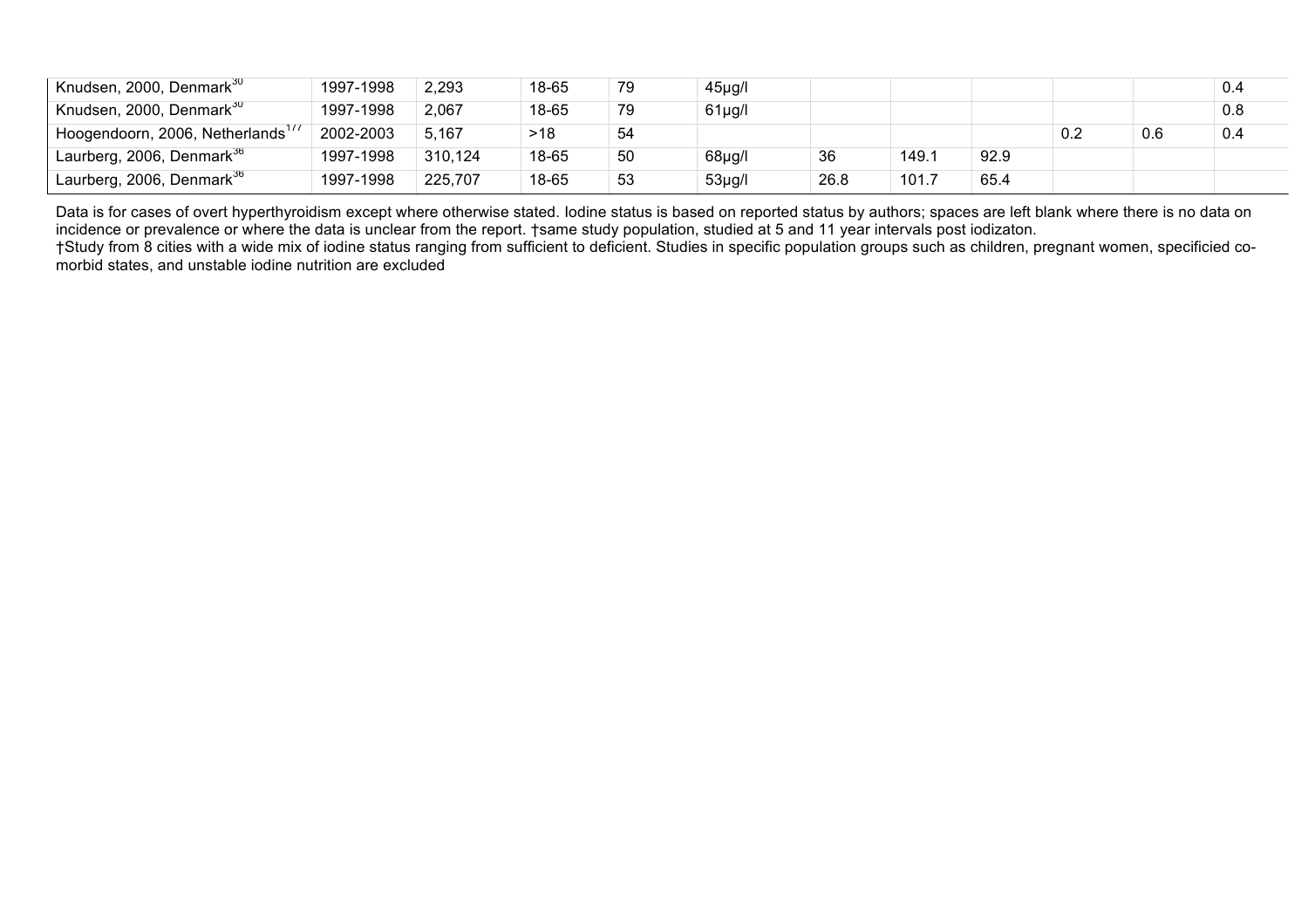| | | | | | | | | | | | |
|---|---|---|---|---|---|---|---|---|---|---|---|
| Knudsen, 2000, Denmark[30] | 1997-1998 | 2,293 | 18-65 | 79 | 45µg/l | | | | | | 0.4 |
| Knudsen, 2000, Denmark[30] | 1997-1998 | 2,067 | 18-65 | 79 | 61µg/l | | | | | | 0.8 |
| Hoogendoorn, 2006, Netherlands[177] | 2002-2003 | 5,167 | >18 | 54 | | | | | 0.2 | 0.6 | 0.4 |
| Laurberg, 2006, Denmark[36] | 1997-1998 | 310,124 | 18-65 | 50 | 68µg/l | 36 | 149.1 | 92.9 | | | |
| Laurberg, 2006, Denmark[36] | 1997-1998 | 225,707 | 18-65 | 53 | 53µg/l | 26.8 | 101.7 | 65.4 | | | |

Data is for cases of overt hyperthyroidism except where otherwise stated. Iodine status is based on reported status by authors; spaces are left blank where there is no data on incidence or prevalence or where the data is unclear from the report. †same study population, studied at 5 and 11 year intervals post iodizaton.
†Study from 8 cities with a wide mix of iodine status ranging from sufficient to deficient. Studies in specific population groups such as children, pregnant women, specificied co-morbid states, and unstable iodine nutrition are excluded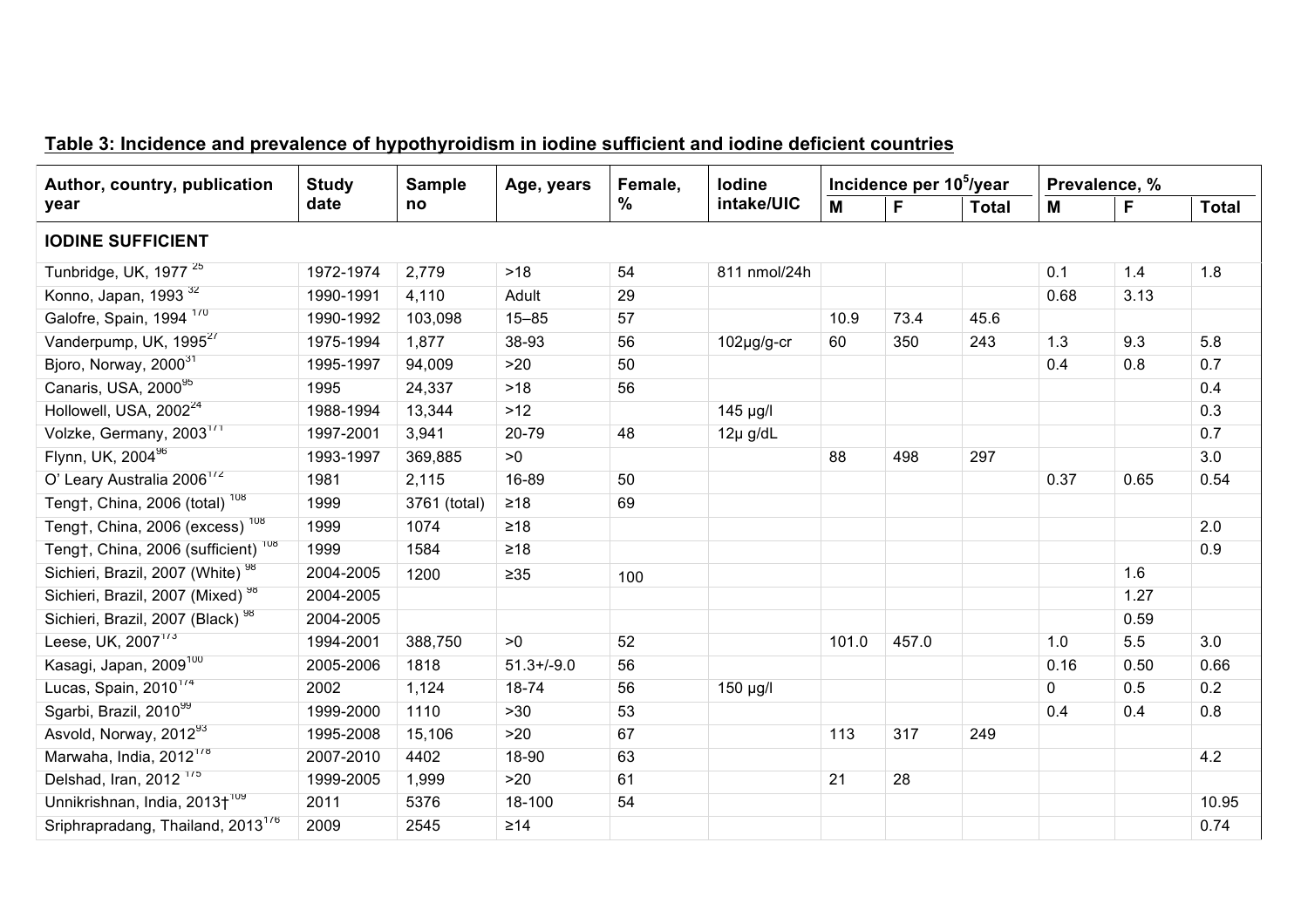**Table 3: Incidence and prevalence of hypothyroidism in iodine sufficient and iodine deficient countries**

| Author, country, publication year | Study date | Sample no | Age, years | Female, % | Iodine intake/UIC | Incidence per $10^5$/year | | | Prevalence, % | | |
|---|---|---|---|---|---|---|---|---|---|---|---|
| | | | | | | M | F | Total | M | F | Total |
| **IODINE SUFFICIENT** | | | | | | | | | | | |
| Tunbridge, UK, 1977 [25] | 1972-1974 | 2,779 | >18 | 54 | 811 nmol/24h | | | | 0.1 | 1.4 | 1.8 |
| Konno, Japan, 1993 [32] | 1990-1991 | 4,110 | Adult | 29 | | | | | 0.68 | 3.13 | |
| Galofre, Spain, 1994 [170] | 1990-1992 | 103,098 | 15–85 | 57 | | 10.9 | 73.4 | 45.6 | | | |
| Vanderpump, UK, 1995[27] | 1975-1994 | 1,877 | 38-93 | 56 | 102µg/g-cr | 60 | 350 | 243 | 1.3 | 9.3 | 5.8 |
| Bjoro, Norway, 2000[31] | 1995-1997 | 94,009 | >20 | 50 | | | | | 0.4 | 0.8 | 0.7 |
| Canaris, USA, 2000[95] | 1995 | 24,337 | >18 | 56 | | | | | | | 0.4 |
| Hollowell, USA, 2002[24] | 1988-1994 | 13,344 | >12 | | 145 µg/l | | | | | | 0.3 |
| Volzke, Germany, 2003[171] | 1997-2001 | 3,941 | 20-79 | 48 | 12µ g/dL | | | | | | 0.7 |
| Flynn, UK, 2004[96] | 1993-1997 | 369,885 | >0 | | | 88 | 498 | 297 | | | 3.0 |
| O' Leary Australia 2006[172] | 1981 | 2,115 | 16-89 | 50 | | | | | 0.37 | 0.65 | 0.54 |
| Teng†, China, 2006 (total) [108] | 1999 | 3761 (total) | ≥18 | 69 | | | | | | | |
| Teng†, China, 2006 (excess) [108] | 1999 | 1074 | ≥18 | | | | | | | | 2.0 |
| Teng†, China, 2006 (sufficient) [108] | 1999 | 1584 | ≥18 | | | | | | | | 0.9 |
| Sichieri, Brazil, 2007 (White) [98] | 2004-2005 | 1200 | ≥35 | 100 | | | | | | 1.6 | |
| Sichieri, Brazil, 2007 (Mixed) [98] | 2004-2005 | | | | | | | | | 1.27 | |
| Sichieri, Brazil, 2007 (Black) [98] | 2004-2005 | | | | | | | | | 0.59 | |
| Leese, UK, 2007[173] | 1994-2001 | 388,750 | >0 | 52 | | 101.0 | 457.0 | | 1.0 | 5.5 | 3.0 |
| Kasagi, Japan, 2009[100] | 2005-2006 | 1818 | 51.3+/-9.0 | 56 | | | | | 0.16 | 0.50 | 0.66 |
| Lucas, Spain, 2010[174] | 2002 | 1,124 | 18-74 | 56 | 150 µg/l | | | | 0 | 0.5 | 0.2 |
| Sgarbi, Brazil, 2010[99] | 1999-2000 | 1110 | >30 | 53 | | | | | 0.4 | 0.4 | 0.8 |
| Asvold, Norway, 2012[93] | 1995-2008 | 15,106 | >20 | 67 | | 113 | 317 | 249 | | | |
| Marwaha, India, 2012[178] | 2007-2010 | 4402 | 18-90 | 63 | | | | | | | 4.2 |
| Delshad, Iran, 2012 [175] | 1999-2005 | 1,999 | >20 | 61 | | 21 | 28 | | | | |
| Unnikrishnan, India, 2013†[109] | 2011 | 5376 | 18-100 | 54 | | | | | | | 10.95 |
| Sriphrapradang, Thailand, 2013[176] | 2009 | 2545 | ≥14 | | | | | | | | 0.74 |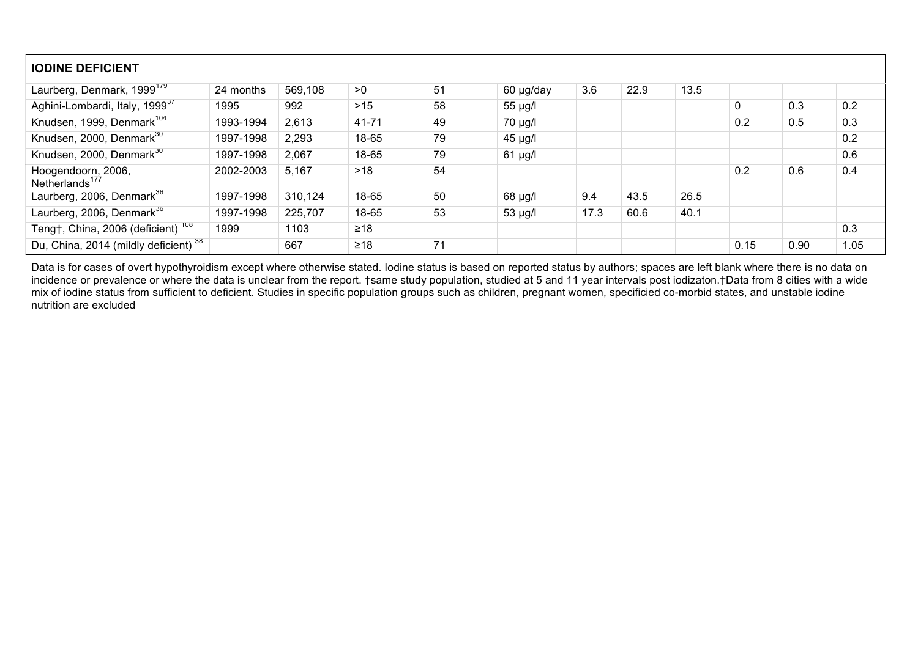| IODINE DEFICIENT | | | | | | | | | | | |
|---|---|---|---|---|---|---|---|---|---|---|---|
| Laurberg, Denmark, 1999[179] | 24 months | 569,108 | >0 | 51 | 60 µg/day | 3.6 | 22.9 | 13.5 | | | |
| Aghini-Lombardi, Italy, 1999[37] | 1995 | 992 | >15 | 58 | 55 µg/l | | | | 0 | 0.3 | 0.2 |
| Knudsen, 1999, Denmark[104] | 1993-1994 | 2,613 | 41-71 | 49 | 70 µg/l | | | | 0.2 | 0.5 | 0.3 |
| Knudsen, 2000, Denmark[30] | 1997-1998 | 2,293 | 18-65 | 79 | 45 µg/l | | | | | | 0.2 |
| Knudsen, 2000, Denmark[30] | 1997-1998 | 2,067 | 18-65 | 79 | 61 µg/l | | | | | | 0.6 |
| Hoogendoorn, 2006, Netherlands[177] | 2002-2003 | 5,167 | >18 | 54 | | | | | 0.2 | 0.6 | 0.4 |
| Laurberg, 2006, Denmark[36] | 1997-1998 | 310,124 | 18-65 | 50 | 68 µg/l | 9.4 | 43.5 | 26.5 | | | |
| Laurberg, 2006, Denmark[36] | 1997-1998 | 225,707 | 18-65 | 53 | 53 µg/l | 17.3 | 60.6 | 40.1 | | | |
| Teng†, China, 2006 (deficient)[108] | 1999 | 1103 | ≥18 | | | | | | | | 0.3 |
| Du, China, 2014 (mildly deficient)[38] | | 667 | ≥18 | 71 | | | | | 0.15 | 0.90 | 1.05 |

Data is for cases of overt hypothyroidism except where otherwise stated. Iodine status is based on reported status by authors; spaces are left blank where there is no data on incidence or prevalence or where the data is unclear from the report. †same study population, studied at 5 and 11 year intervals post iodizaton.†Data from 8 cities with a wide mix of iodine status from sufficient to deficient. Studies in specific population groups such as children, pregnant women, specificied co-morbid states, and unstable iodine nutrition are excluded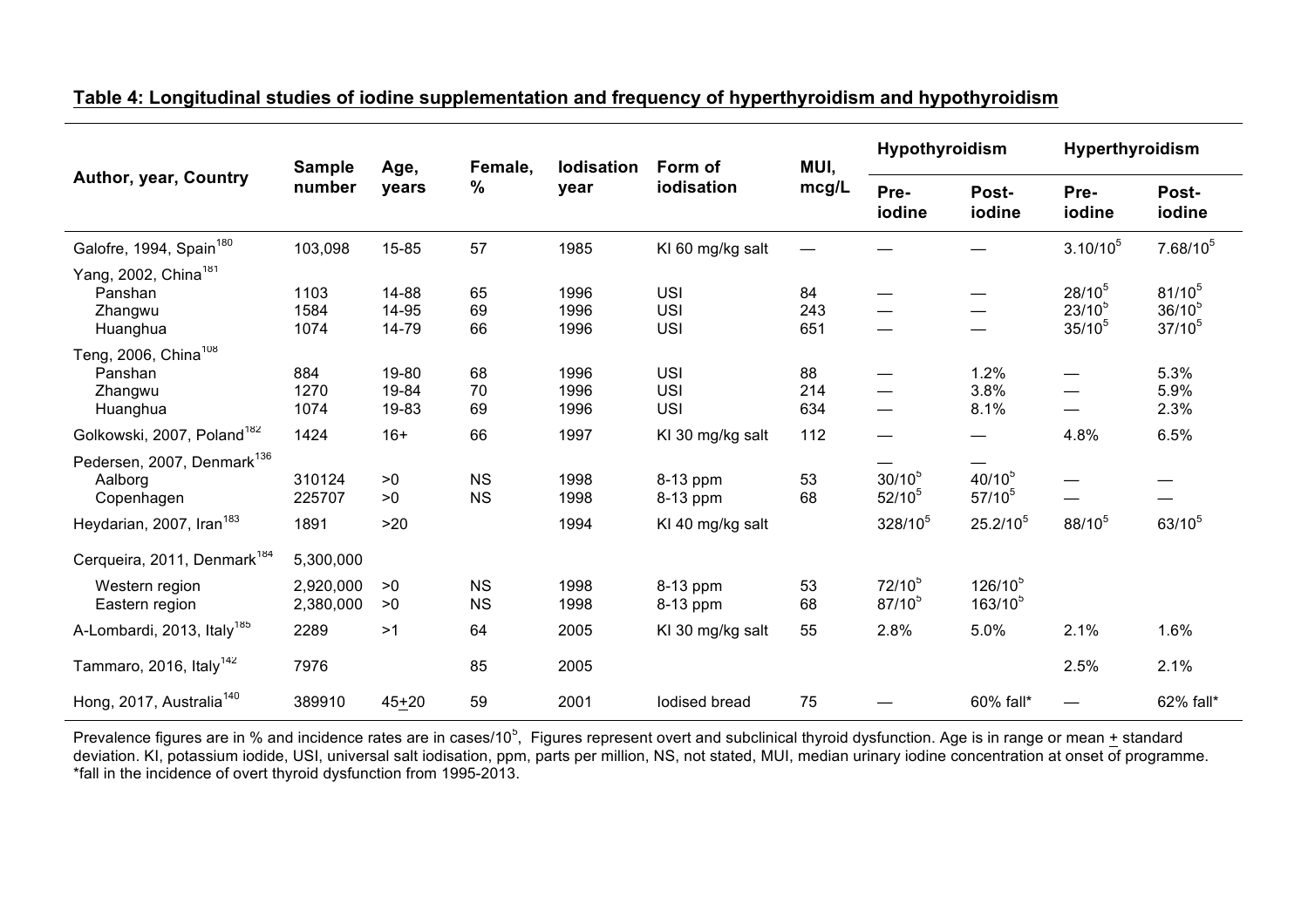## Table 4: Longitudinal studies of iodine supplementation and frequency of hyperthyroidism and hypothyroidism

| Author, year, Country | Sample number | Age, years | Female, % | Iodisation year | Form of iodisation | MUI, mcg/L | Hypothyroidism | | Hyperthyroidism | |
|---|---|---|---|---|---|---|---|---|---|---|
| | | | | | | | Pre-iodine | Post-iodine | Pre-iodine | Post-iodine |
| Galofre, 1994, Spain[180] | 103,098 | 15-85 | 57 | 1985 | KI 60 mg/kg salt | — | — | — | $3.10/10^5$ | $7.68/10^5$ |
| Yang, 2002, China[181] | | | | | | | | | | |
| Panshan | 1103 | 14-88 | 65 | 1996 | USI | 84 | — | — | $28/10^5$ | $81/10^5$ |
| Zhangwu | 1584 | 14-95 | 69 | 1996 | USI | 243 | — | — | $23/10^5$ | $36/10^5$ |
| Huanghua | 1074 | 14-79 | 66 | 1996 | USI | 651 | — | — | $35/10^5$ | $37/10^5$ |
| Teng, 2006, China[108] | | | | | | | | | | |
| Panshan | 884 | 19-80 | 68 | 1996 | USI | 88 | — | 1.2% | — | 5.3% |
| Zhangwu | 1270 | 19-84 | 70 | 1996 | USI | 214 | — | 3.8% | — | 5.9% |
| Huanghua | 1074 | 19-83 | 69 | 1996 | USI | 634 | — | 8.1% | — | 2.3% |
| Golkowski, 2007, Poland[182] | 1424 | 16+ | 66 | 1997 | KI 30 mg/kg salt | 112 | — | — | 4.8% | 6.5% |
| Pedersen, 2007, Denmark[136] | | | | | | | — | — | | |
| Aalborg | 310124 | >0 | NS | 1998 | 8-13 ppm | 53 | $30/10^5$ | $40/10^5$ | — | — |
| Copenhagen | 225707 | >0 | NS | 1998 | 8-13 ppm | 68 | $52/10^5$ | $57/10^5$ | — | — |
| Heydarian, 2007, Iran[183] | 1891 | >20 | | 1994 | KI 40 mg/kg salt | | $328/10^5$ | $25.2/10^5$ | $88/10^5$ | $63/10^5$ |
| Cerqueira, 2011, Denmark[184] | 5,300,000 | | | | | | | | | |
| Western region | 2,920,000 | >0 | NS | 1998 | 8-13 ppm | 53 | $72/10^5$ | $126/10^5$ | | |
| Eastern region | 2,380,000 | >0 | NS | 1998 | 8-13 ppm | 68 | $87/10^5$ | $163/10^5$ | | |
| A-Lombardi, 2013, Italy[185] | 2289 | >1 | 64 | 2005 | KI 30 mg/kg salt | 55 | 2.8% | 5.0% | 2.1% | 1.6% |
| Tammaro, 2016, Italy[142] | 7976 | | 85 | 2005 | | | | | 2.5% | 2.1% |
| Hong, 2017, Australia[140] | 389910 | 45±20 | 59 | 2001 | Iodised bread | 75 | — | 60% fall* | — | 62% fall* |

Prevalence figures are in % and incidence rates are in cases/$10^5$, Figures represent overt and subclinical thyroid dysfunction. Age is in range or mean ± standard deviation. KI, potassium iodide, USI, universal salt iodisation, ppm, parts per million, NS, not stated, MUI, median urinary iodine concentration at onset of programme. *fall in the incidence of overt thyroid dysfunction from 1995-2013.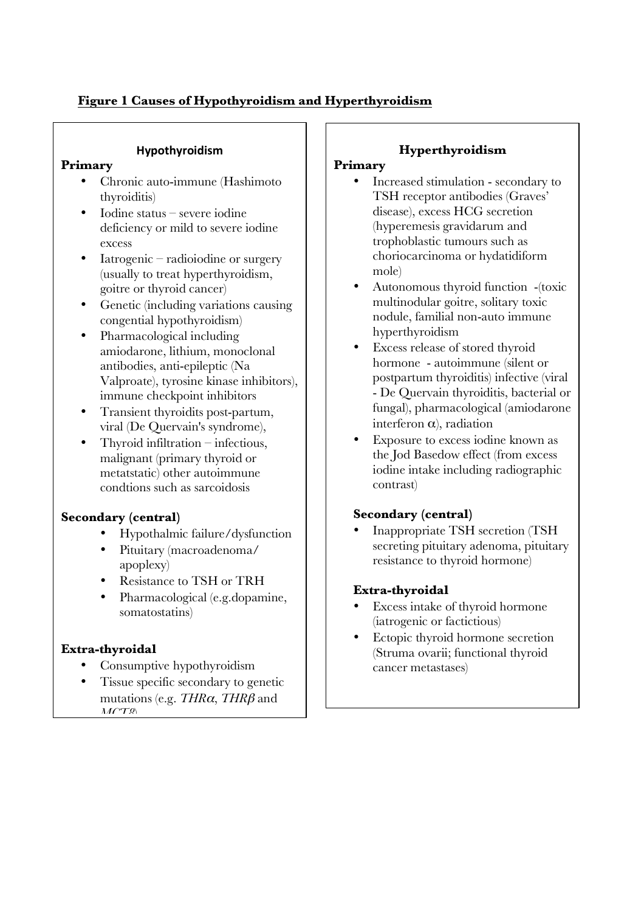**Figure 1 Causes of Hypothyroidism and Hyperthyroidism**

### Hypothyroidism

**Primary**

- Chronic auto-immune (Hashimoto thyroiditis)
- Iodine status – severe iodine deficiency or mild to severe iodine excess
- Iatrogenic – radioiodine or surgery (usually to treat hyperthyroidism, goitre or thyroid cancer)
- Genetic (including variations causing congential hypothyroidism)
- Pharmacological including amiodarone, lithium, monoclonal antibodies, anti-epileptic (Na Valproate), tyrosine kinase inhibitors), immune checkpoint inhibitors
- Transient thyroidits post-partum, viral (De Quervain's syndrome),
- Thyroid infiltration – infectious, malignant (primary thyroid or metatstatic) other autoimmune condtions such as sarcoidosis

**Secondary (central)**

- Hypothalmic failure/dysfunction
- Pituitary (macroadenoma/ apoplexy)
- Resistance to TSH or TRH
- Pharmacological (e.g.dopamine, somatostatins)

**Extra-thyroidal**

- Consumptive hypothyroidism
- Tissue specific secondary to genetic mutations (e.g. *THRα*, *THRβ* and *MCT8*)

### Hyperthyroidism

**Primary**

- Increased stimulation - secondary to TSH receptor antibodies (Graves' disease), excess HCG secretion (hyperemesis gravidarum and trophoblastic tumours such as choriocarcinoma or hydatidiform mole)
- Autonomous thyroid function -(toxic multinodular goitre, solitary toxic nodule, familial non-auto immune hyperthyroidism
- Excess release of stored thyroid hormone - autoimmune (silent or postpartum thyroiditis) infective (viral - De Quervain thyroiditis, bacterial or fungal), pharmacological (amiodarone interferon α), radiation
- Exposure to excess iodine known as the Jod Basedow effect (from excess iodine intake including radiographic contrast)

**Secondary (central)**

- Inappropriate TSH secretion (TSH secreting pituitary adenoma, pituitary resistance to thyroid hormone)

**Extra-thyroidal**

- Excess intake of thyroid hormone (iatrogenic or factictious)
- Ectopic thyroid hormone secretion (Struma ovarii; functional thyroid cancer metastases)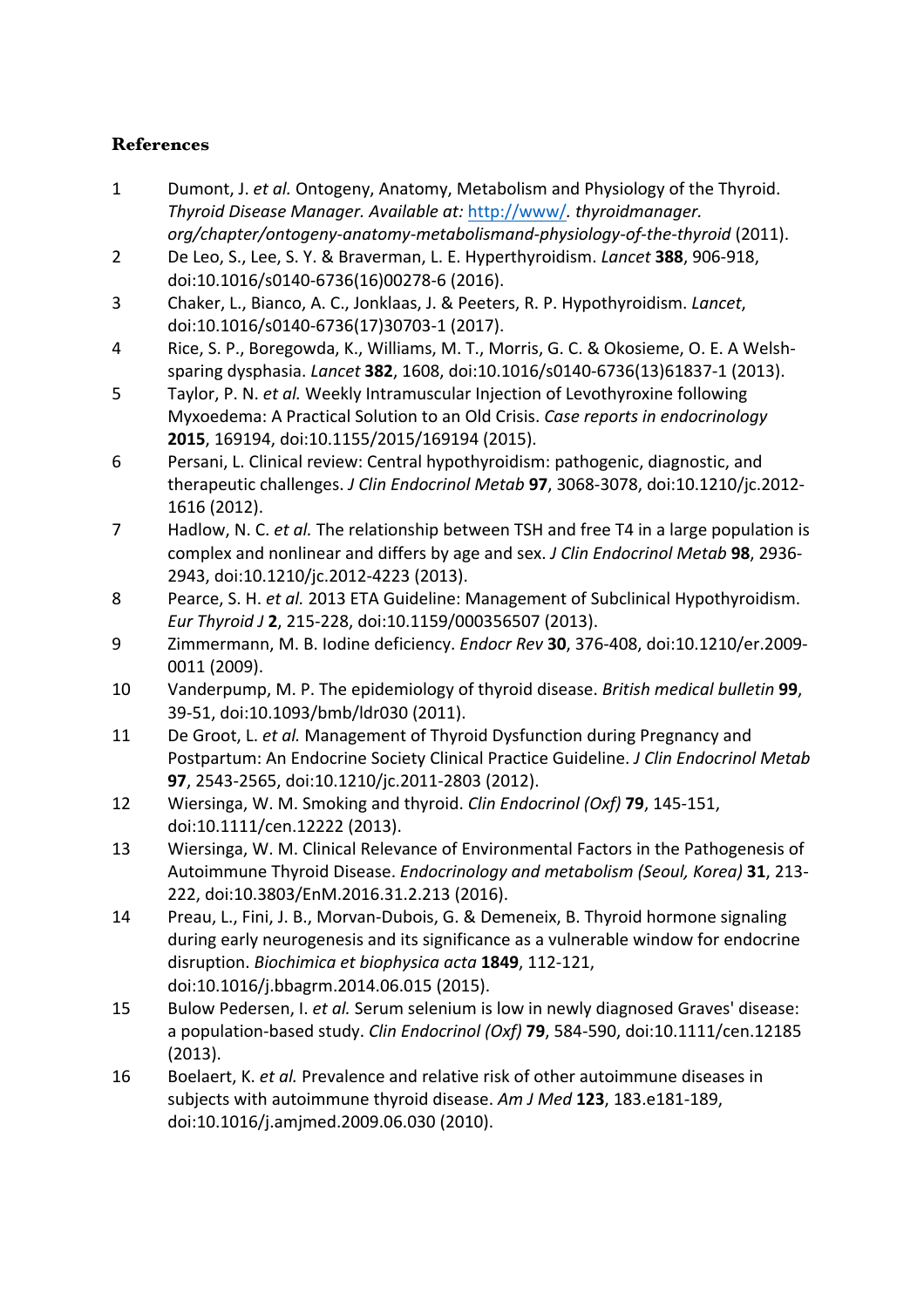## References

1. Dumont, J. *et al.* Ontogeny, Anatomy, Metabolism and Physiology of the Thyroid. *Thyroid Disease Manager. Available at:* http://www/. *thyroidmanager. org/chapter/ontogeny-anatomy-metabolismand-physiology-of-the-thyroid* (2011).
2. De Leo, S., Lee, S. Y. & Braverman, L. E. Hyperthyroidism. *Lancet* **388**, 906-918, doi:10.1016/s0140-6736(16)00278-6 (2016).
3. Chaker, L., Bianco, A. C., Jonklaas, J. & Peeters, R. P. Hypothyroidism. *Lancet*, doi:10.1016/s0140-6736(17)30703-1 (2017).
4. Rice, S. P., Boregowda, K., Williams, M. T., Morris, G. C. & Okosieme, O. E. A Welsh-sparing dysphasia. *Lancet* **382**, 1608, doi:10.1016/s0140-6736(13)61837-1 (2013).
5. Taylor, P. N. *et al.* Weekly Intramuscular Injection of Levothyroxine following Myxoedema: A Practical Solution to an Old Crisis. *Case reports in endocrinology* **2015**, 169194, doi:10.1155/2015/169194 (2015).
6. Persani, L. Clinical review: Central hypothyroidism: pathogenic, diagnostic, and therapeutic challenges. *J Clin Endocrinol Metab* **97**, 3068-3078, doi:10.1210/jc.2012-1616 (2012).
7. Hadlow, N. C. *et al.* The relationship between TSH and free T4 in a large population is complex and nonlinear and differs by age and sex. *J Clin Endocrinol Metab* **98**, 2936-2943, doi:10.1210/jc.2012-4223 (2013).
8. Pearce, S. H. *et al.* 2013 ETA Guideline: Management of Subclinical Hypothyroidism. *Eur Thyroid J* **2**, 215-228, doi:10.1159/000356507 (2013).
9. Zimmermann, M. B. Iodine deficiency. *Endocr Rev* **30**, 376-408, doi:10.1210/er.2009-0011 (2009).
10. Vanderpump, M. P. The epidemiology of thyroid disease. *British medical bulletin* **99**, 39-51, doi:10.1093/bmb/ldr030 (2011).
11. De Groot, L. *et al.* Management of Thyroid Dysfunction during Pregnancy and Postpartum: An Endocrine Society Clinical Practice Guideline. *J Clin Endocrinol Metab* **97**, 2543-2565, doi:10.1210/jc.2011-2803 (2012).
12. Wiersinga, W. M. Smoking and thyroid. *Clin Endocrinol (Oxf)* **79**, 145-151, doi:10.1111/cen.12222 (2013).
13. Wiersinga, W. M. Clinical Relevance of Environmental Factors in the Pathogenesis of Autoimmune Thyroid Disease. *Endocrinology and metabolism (Seoul, Korea)* **31**, 213-222, doi:10.3803/EnM.2016.31.2.213 (2016).
14. Preau, L., Fini, J. B., Morvan-Dubois, G. & Demeneix, B. Thyroid hormone signaling during early neurogenesis and its significance as a vulnerable window for endocrine disruption. *Biochimica et biophysica acta* **1849**, 112-121, doi:10.1016/j.bbagrm.2014.06.015 (2015).
15. Bulow Pedersen, I. *et al.* Serum selenium is low in newly diagnosed Graves' disease: a population-based study. *Clin Endocrinol (Oxf)* **79**, 584-590, doi:10.1111/cen.12185 (2013).
16. Boelaert, K. *et al.* Prevalence and relative risk of other autoimmune diseases in subjects with autoimmune thyroid disease. *Am J Med* **123**, 183.e181-189, doi:10.1016/j.amjmed.2009.06.030 (2010).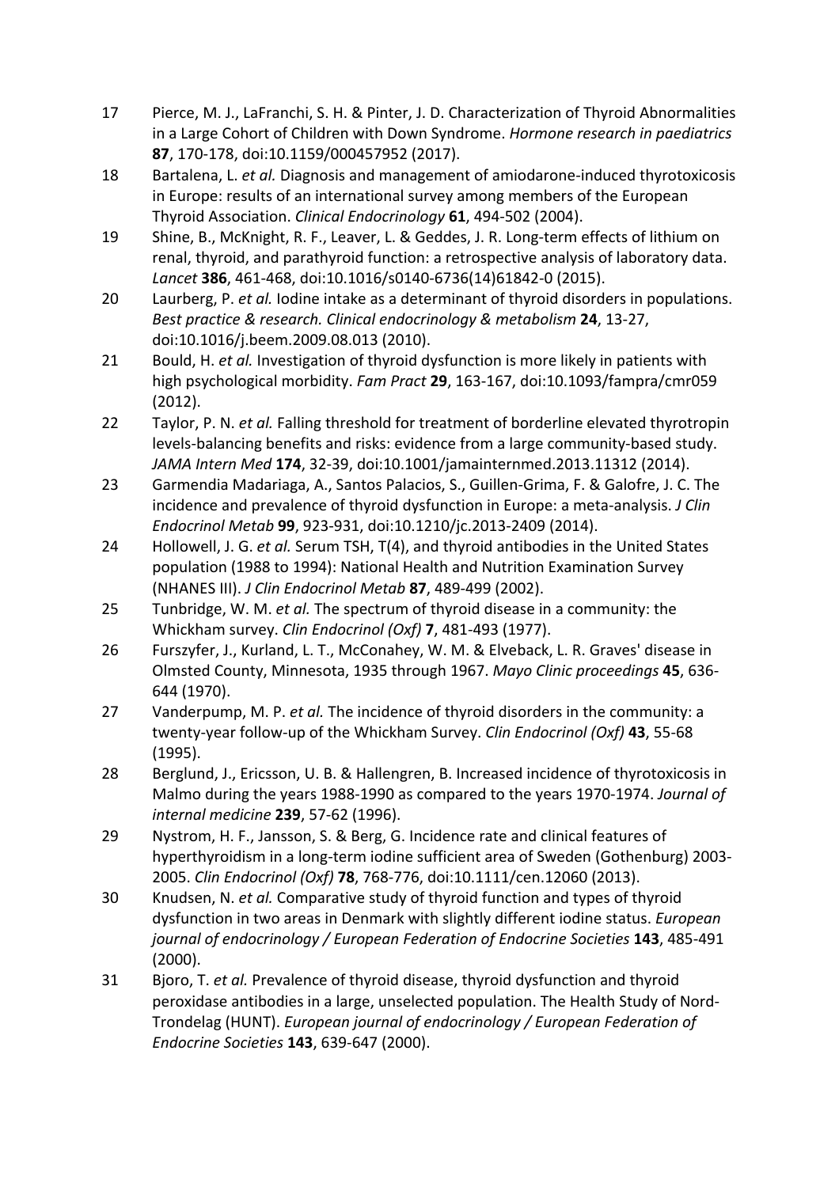17 Pierce, M. J., LaFranchi, S. H. & Pinter, J. D. Characterization of Thyroid Abnormalities in a Large Cohort of Children with Down Syndrome. *Hormone research in paediatrics* **87**, 170-178, doi:10.1159/000457952 (2017).

18 Bartalena, L. *et al.* Diagnosis and management of amiodarone-induced thyrotoxicosis in Europe: results of an international survey among members of the European Thyroid Association. *Clinical Endocrinology* **61**, 494-502 (2004).

19 Shine, B., McKnight, R. F., Leaver, L. & Geddes, J. R. Long-term effects of lithium on renal, thyroid, and parathyroid function: a retrospective analysis of laboratory data. *Lancet* **386**, 461-468, doi:10.1016/s0140-6736(14)61842-0 (2015).

20 Laurberg, P. *et al.* Iodine intake as a determinant of thyroid disorders in populations. *Best practice & research. Clinical endocrinology & metabolism* **24**, 13-27, doi:10.1016/j.beem.2009.08.013 (2010).

21 Bould, H. *et al.* Investigation of thyroid dysfunction is more likely in patients with high psychological morbidity. *Fam Pract* **29**, 163-167, doi:10.1093/fampra/cmr059 (2012).

22 Taylor, P. N. *et al.* Falling threshold for treatment of borderline elevated thyrotropin levels-balancing benefits and risks: evidence from a large community-based study. *JAMA Intern Med* **174**, 32-39, doi:10.1001/jamainternmed.2013.11312 (2014).

23 Garmendia Madariaga, A., Santos Palacios, S., Guillen-Grima, F. & Galofre, J. C. The incidence and prevalence of thyroid dysfunction in Europe: a meta-analysis. *J Clin Endocrinol Metab* **99**, 923-931, doi:10.1210/jc.2013-2409 (2014).

24 Hollowell, J. G. *et al.* Serum TSH, T(4), and thyroid antibodies in the United States population (1988 to 1994): National Health and Nutrition Examination Survey (NHANES III). *J Clin Endocrinol Metab* **87**, 489-499 (2002).

25 Tunbridge, W. M. *et al.* The spectrum of thyroid disease in a community: the Whickham survey. *Clin Endocrinol (Oxf)* **7**, 481-493 (1977).

26 Furszyfer, J., Kurland, L. T., McConahey, W. M. & Elveback, L. R. Graves' disease in Olmsted County, Minnesota, 1935 through 1967. *Mayo Clinic proceedings* **45**, 636-644 (1970).

27 Vanderpump, M. P. *et al.* The incidence of thyroid disorders in the community: a twenty-year follow-up of the Whickham Survey. *Clin Endocrinol (Oxf)* **43**, 55-68 (1995).

28 Berglund, J., Ericsson, U. B. & Hallengren, B. Increased incidence of thyrotoxicosis in Malmo during the years 1988-1990 as compared to the years 1970-1974. *Journal of internal medicine* **239**, 57-62 (1996).

29 Nystrom, H. F., Jansson, S. & Berg, G. Incidence rate and clinical features of hyperthyroidism in a long-term iodine sufficient area of Sweden (Gothenburg) 2003-2005. *Clin Endocrinol (Oxf)* **78**, 768-776, doi:10.1111/cen.12060 (2013).

30 Knudsen, N. *et al.* Comparative study of thyroid function and types of thyroid dysfunction in two areas in Denmark with slightly different iodine status. *European journal of endocrinology / European Federation of Endocrine Societies* **143**, 485-491 (2000).

31 Bjoro, T. *et al.* Prevalence of thyroid disease, thyroid dysfunction and thyroid peroxidase antibodies in a large, unselected population. The Health Study of Nord-Trondelag (HUNT). *European journal of endocrinology / European Federation of Endocrine Societies* **143**, 639-647 (2000).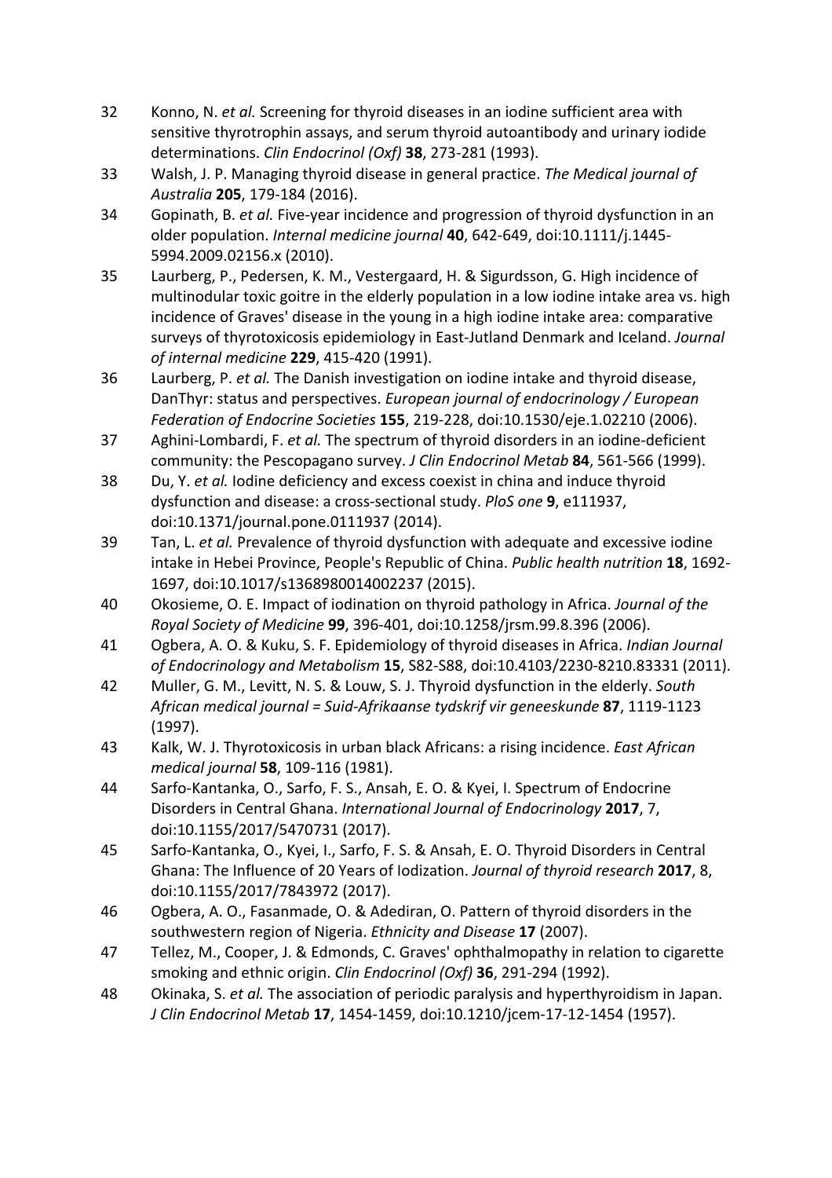32 Konno, N. *et al.* Screening for thyroid diseases in an iodine sufficient area with sensitive thyrotrophin assays, and serum thyroid autoantibody and urinary iodide determinations. *Clin Endocrinol (Oxf)* **38**, 273-281 (1993).

33 Walsh, J. P. Managing thyroid disease in general practice. *The Medical journal of Australia* **205**, 179-184 (2016).

34 Gopinath, B. *et al.* Five-year incidence and progression of thyroid dysfunction in an older population. *Internal medicine journal* **40**, 642-649, doi:10.1111/j.1445-5994.2009.02156.x (2010).

35 Laurberg, P., Pedersen, K. M., Vestergaard, H. & Sigurdsson, G. High incidence of multinodular toxic goitre in the elderly population in a low iodine intake area vs. high incidence of Graves' disease in the young in a high iodine intake area: comparative surveys of thyrotoxicosis epidemiology in East-Jutland Denmark and Iceland. *Journal of internal medicine* **229**, 415-420 (1991).

36 Laurberg, P. *et al.* The Danish investigation on iodine intake and thyroid disease, DanThyr: status and perspectives. *European journal of endocrinology / European Federation of Endocrine Societies* **155**, 219-228, doi:10.1530/eje.1.02210 (2006).

37 Aghini-Lombardi, F. *et al.* The spectrum of thyroid disorders in an iodine-deficient community: the Pescopagano survey. *J Clin Endocrinol Metab* **84**, 561-566 (1999).

38 Du, Y. *et al.* Iodine deficiency and excess coexist in china and induce thyroid dysfunction and disease: a cross-sectional study. *PloS one* **9**, e111937, doi:10.1371/journal.pone.0111937 (2014).

39 Tan, L. *et al.* Prevalence of thyroid dysfunction with adequate and excessive iodine intake in Hebei Province, People's Republic of China. *Public health nutrition* **18**, 1692-1697, doi:10.1017/s1368980014002237 (2015).

40 Okosieme, O. E. Impact of iodination on thyroid pathology in Africa. *Journal of the Royal Society of Medicine* **99**, 396-401, doi:10.1258/jrsm.99.8.396 (2006).

41 Ogbera, A. O. & Kuku, S. F. Epidemiology of thyroid diseases in Africa. *Indian Journal of Endocrinology and Metabolism* **15**, S82-S88, doi:10.4103/2230-8210.83331 (2011).

42 Muller, G. M., Levitt, N. S. & Louw, S. J. Thyroid dysfunction in the elderly. *South African medical journal = Suid-Afrikaanse tydskrif vir geneeskunde* **87**, 1119-1123 (1997).

43 Kalk, W. J. Thyrotoxicosis in urban black Africans: a rising incidence. *East African medical journal* **58**, 109-116 (1981).

44 Sarfo-Kantanka, O., Sarfo, F. S., Ansah, E. O. & Kyei, I. Spectrum of Endocrine Disorders in Central Ghana. *International Journal of Endocrinology* **2017**, 7, doi:10.1155/2017/5470731 (2017).

45 Sarfo-Kantanka, O., Kyei, I., Sarfo, F. S. & Ansah, E. O. Thyroid Disorders in Central Ghana: The Influence of 20 Years of Iodization. *Journal of thyroid research* **2017**, 8, doi:10.1155/2017/7843972 (2017).

46 Ogbera, A. O., Fasanmade, O. & Adediran, O. Pattern of thyroid disorders in the southwestern region of Nigeria. *Ethnicity and Disease* **17** (2007).

47 Tellez, M., Cooper, J. & Edmonds, C. Graves' ophthalmopathy in relation to cigarette smoking and ethnic origin. *Clin Endocrinol (Oxf)* **36**, 291-294 (1992).

48 Okinaka, S. *et al.* The association of periodic paralysis and hyperthyroidism in Japan. *J Clin Endocrinol Metab* **17**, 1454-1459, doi:10.1210/jcem-17-12-1454 (1957).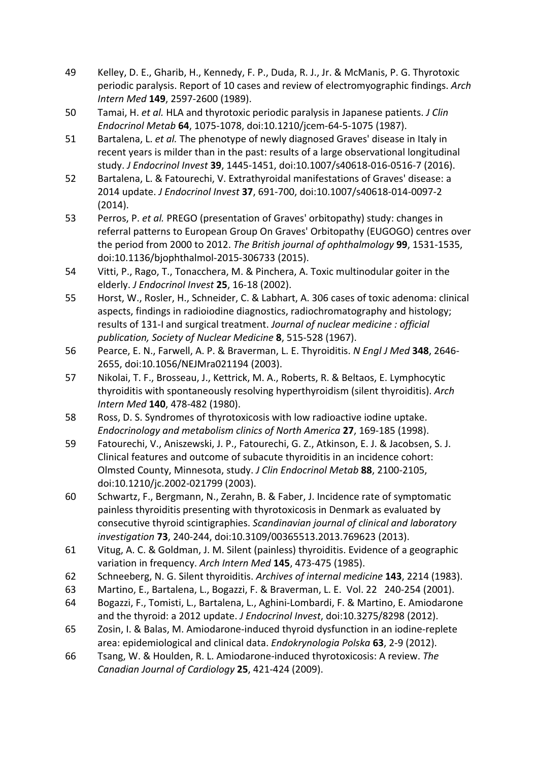49 Kelley, D. E., Gharib, H., Kennedy, F. P., Duda, R. J., Jr. & McManis, P. G. Thyrotoxic periodic paralysis. Report of 10 cases and review of electromyographic findings. *Arch Intern Med* **149**, 2597-2600 (1989).

50 Tamai, H. *et al.* HLA and thyrotoxic periodic paralysis in Japanese patients. *J Clin Endocrinol Metab* **64**, 1075-1078, doi:10.1210/jcem-64-5-1075 (1987).

51 Bartalena, L. *et al.* The phenotype of newly diagnosed Graves' disease in Italy in recent years is milder than in the past: results of a large observational longitudinal study. *J Endocrinol Invest* **39**, 1445-1451, doi:10.1007/s40618-016-0516-7 (2016).

52 Bartalena, L. & Fatourechi, V. Extrathyroidal manifestations of Graves' disease: a 2014 update. *J Endocrinol Invest* **37**, 691-700, doi:10.1007/s40618-014-0097-2 (2014).

53 Perros, P. *et al.* PREGO (presentation of Graves' orbitopathy) study: changes in referral patterns to European Group On Graves' Orbitopathy (EUGOGO) centres over the period from 2000 to 2012. *The British journal of ophthalmology* **99**, 1531-1535, doi:10.1136/bjophthalmol-2015-306733 (2015).

54 Vitti, P., Rago, T., Tonacchera, M. & Pinchera, A. Toxic multinodular goiter in the elderly. *J Endocrinol Invest* **25**, 16-18 (2002).

55 Horst, W., Rosler, H., Schneider, C. & Labhart, A. 306 cases of toxic adenoma: clinical aspects, findings in radioiodine diagnostics, radiochromatography and histology; results of 131-I and surgical treatment. *Journal of nuclear medicine : official publication, Society of Nuclear Medicine* **8**, 515-528 (1967).

56 Pearce, E. N., Farwell, A. P. & Braverman, L. E. Thyroiditis. *N Engl J Med* **348**, 2646-2655, doi:10.1056/NEJMra021194 (2003).

57 Nikolai, T. F., Brosseau, J., Kettrick, M. A., Roberts, R. & Beltaos, E. Lymphocytic thyroiditis with spontaneously resolving hyperthyroidism (silent thyroiditis). *Arch Intern Med* **140**, 478-482 (1980).

58 Ross, D. S. Syndromes of thyrotoxicosis with low radioactive iodine uptake. *Endocrinology and metabolism clinics of North America* **27**, 169-185 (1998).

59 Fatourechi, V., Aniszewski, J. P., Fatourechi, G. Z., Atkinson, E. J. & Jacobsen, S. J. Clinical features and outcome of subacute thyroiditis in an incidence cohort: Olmsted County, Minnesota, study. *J Clin Endocrinol Metab* **88**, 2100-2105, doi:10.1210/jc.2002-021799 (2003).

60 Schwartz, F., Bergmann, N., Zerahn, B. & Faber, J. Incidence rate of symptomatic painless thyroiditis presenting with thyrotoxicosis in Denmark as evaluated by consecutive thyroid scintigraphies. *Scandinavian journal of clinical and laboratory investigation* **73**, 240-244, doi:10.3109/00365513.2013.769623 (2013).

61 Vitug, A. C. & Goldman, J. M. Silent (painless) thyroiditis. Evidence of a geographic variation in frequency. *Arch Intern Med* **145**, 473-475 (1985).

62 Schneeberg, N. G. Silent thyroiditis. *Archives of internal medicine* **143**, 2214 (1983).

63 Martino, E., Bartalena, L., Bogazzi, F. & Braverman, L. E. Vol. 22 240-254 (2001).

64 Bogazzi, F., Tomisti, L., Bartalena, L., Aghini-Lombardi, F. & Martino, E. Amiodarone and the thyroid: a 2012 update. *J Endocrinol Invest*, doi:10.3275/8298 (2012).

65 Zosin, I. & Balas, M. Amiodarone-induced thyroid dysfunction in an iodine-replete area: epidemiological and clinical data. *Endokrynologia Polska* **63**, 2-9 (2012).

66 Tsang, W. & Houlden, R. L. Amiodarone-induced thyrotoxicosis: A review. *The Canadian Journal of Cardiology* **25**, 421-424 (2009).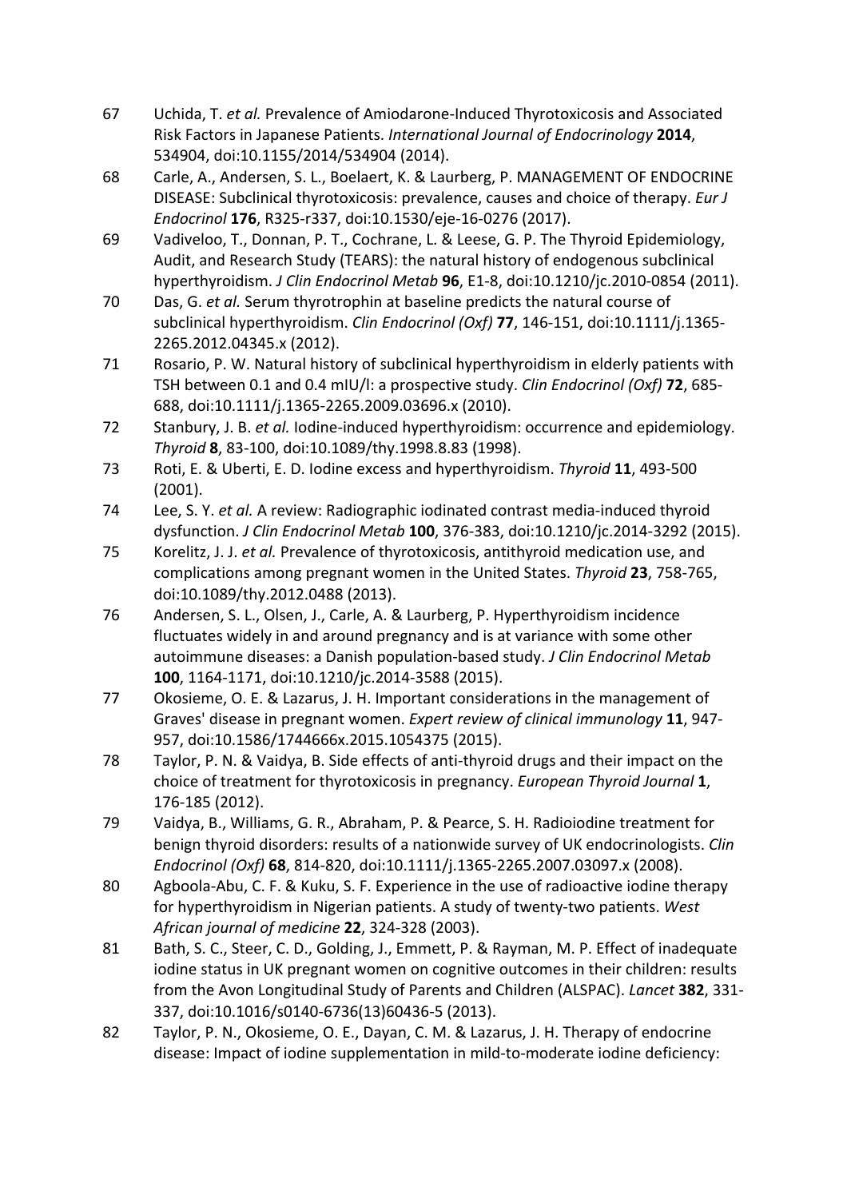67 Uchida, T. *et al.* Prevalence of Amiodarone-Induced Thyrotoxicosis and Associated Risk Factors in Japanese Patients. *International Journal of Endocrinology* **2014**, 534904, doi:10.1155/2014/534904 (2014).

68 Carle, A., Andersen, S. L., Boelaert, K. & Laurberg, P. MANAGEMENT OF ENDOCRINE DISEASE: Subclinical thyrotoxicosis: prevalence, causes and choice of therapy. *Eur J Endocrinol* **176**, R325-r337, doi:10.1530/eje-16-0276 (2017).

69 Vadiveloo, T., Donnan, P. T., Cochrane, L. & Leese, G. P. The Thyroid Epidemiology, Audit, and Research Study (TEARS): the natural history of endogenous subclinical hyperthyroidism. *J Clin Endocrinol Metab* **96**, E1-8, doi:10.1210/jc.2010-0854 (2011).

70 Das, G. *et al.* Serum thyrotrophin at baseline predicts the natural course of subclinical hyperthyroidism. *Clin Endocrinol (Oxf)* **77**, 146-151, doi:10.1111/j.1365-2265.2012.04345.x (2012).

71 Rosario, P. W. Natural history of subclinical hyperthyroidism in elderly patients with TSH between 0.1 and 0.4 mIU/l: a prospective study. *Clin Endocrinol (Oxf)* **72**, 685-688, doi:10.1111/j.1365-2265.2009.03696.x (2010).

72 Stanbury, J. B. *et al.* Iodine-induced hyperthyroidism: occurrence and epidemiology. *Thyroid* **8**, 83-100, doi:10.1089/thy.1998.8.83 (1998).

73 Roti, E. & Uberti, E. D. Iodine excess and hyperthyroidism. *Thyroid* **11**, 493-500 (2001).

74 Lee, S. Y. *et al.* A review: Radiographic iodinated contrast media-induced thyroid dysfunction. *J Clin Endocrinol Metab* **100**, 376-383, doi:10.1210/jc.2014-3292 (2015).

75 Korelitz, J. J. *et al.* Prevalence of thyrotoxicosis, antithyroid medication use, and complications among pregnant women in the United States. *Thyroid* **23**, 758-765, doi:10.1089/thy.2012.0488 (2013).

76 Andersen, S. L., Olsen, J., Carle, A. & Laurberg, P. Hyperthyroidism incidence fluctuates widely in and around pregnancy and is at variance with some other autoimmune diseases: a Danish population-based study. *J Clin Endocrinol Metab* **100**, 1164-1171, doi:10.1210/jc.2014-3588 (2015).

77 Okosieme, O. E. & Lazarus, J. H. Important considerations in the management of Graves' disease in pregnant women. *Expert review of clinical immunology* **11**, 947-957, doi:10.1586/1744666x.2015.1054375 (2015).

78 Taylor, P. N. & Vaidya, B. Side effects of anti-thyroid drugs and their impact on the choice of treatment for thyrotoxicosis in pregnancy. *European Thyroid Journal* **1**, 176-185 (2012).

79 Vaidya, B., Williams, G. R., Abraham, P. & Pearce, S. H. Radioiodine treatment for benign thyroid disorders: results of a nationwide survey of UK endocrinologists. *Clin Endocrinol (Oxf)* **68**, 814-820, doi:10.1111/j.1365-2265.2007.03097.x (2008).

80 Agboola-Abu, C. F. & Kuku, S. F. Experience in the use of radioactive iodine therapy for hyperthyroidism in Nigerian patients. A study of twenty-two patients. *West African journal of medicine* **22**, 324-328 (2003).

81 Bath, S. C., Steer, C. D., Golding, J., Emmett, P. & Rayman, M. P. Effect of inadequate iodine status in UK pregnant women on cognitive outcomes in their children: results from the Avon Longitudinal Study of Parents and Children (ALSPAC). *Lancet* **382**, 331-337, doi:10.1016/s0140-6736(13)60436-5 (2013).

82 Taylor, P. N., Okosieme, O. E., Dayan, C. M. & Lazarus, J. H. Therapy of endocrine disease: Impact of iodine supplementation in mild-to-moderate iodine deficiency: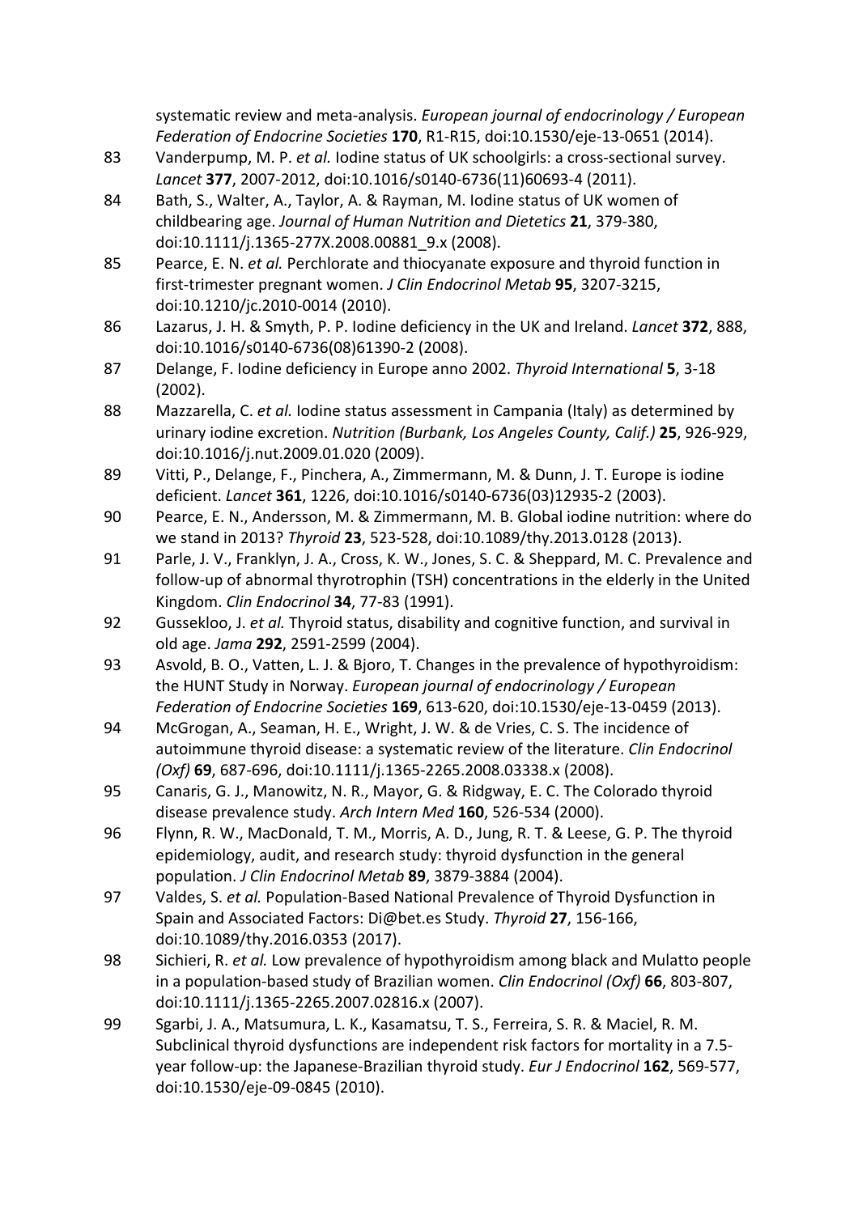systematic review and meta-analysis. *European journal of endocrinology / European Federation of Endocrine Societies* **170**, R1-R15, doi:10.1530/eje-13-0651 (2014).

83 Vanderpump, M. P. *et al.* Iodine status of UK schoolgirls: a cross-sectional survey. *Lancet* **377**, 2007-2012, doi:10.1016/s0140-6736(11)60693-4 (2011).

84 Bath, S., Walter, A., Taylor, A. & Rayman, M. Iodine status of UK women of childbearing age. *Journal of Human Nutrition and Dietetics* **21**, 379-380, doi:10.1111/j.1365-277X.2008.00881_9.x (2008).

85 Pearce, E. N. *et al.* Perchlorate and thiocyanate exposure and thyroid function in first-trimester pregnant women. *J Clin Endocrinol Metab* **95**, 3207-3215, doi:10.1210/jc.2010-0014 (2010).

86 Lazarus, J. H. & Smyth, P. P. Iodine deficiency in the UK and Ireland. *Lancet* **372**, 888, doi:10.1016/s0140-6736(08)61390-2 (2008).

87 Delange, F. Iodine deficiency in Europe anno 2002. *Thyroid International* **5**, 3-18 (2002).

88 Mazzarella, C. *et al.* Iodine status assessment in Campania (Italy) as determined by urinary iodine excretion. *Nutrition (Burbank, Los Angeles County, Calif.)* **25**, 926-929, doi:10.1016/j.nut.2009.01.020 (2009).

89 Vitti, P., Delange, F., Pinchera, A., Zimmermann, M. & Dunn, J. T. Europe is iodine deficient. *Lancet* **361**, 1226, doi:10.1016/s0140-6736(03)12935-2 (2003).

90 Pearce, E. N., Andersson, M. & Zimmermann, M. B. Global iodine nutrition: where do we stand in 2013? *Thyroid* **23**, 523-528, doi:10.1089/thy.2013.0128 (2013).

91 Parle, J. V., Franklyn, J. A., Cross, K. W., Jones, S. C. & Sheppard, M. C. Prevalence and follow-up of abnormal thyrotrophin (TSH) concentrations in the elderly in the United Kingdom. *Clin Endocrinol* **34**, 77-83 (1991).

92 Gussekloo, J. *et al.* Thyroid status, disability and cognitive function, and survival in old age. *Jama* **292**, 2591-2599 (2004).

93 Asvold, B. O., Vatten, L. J. & Bjoro, T. Changes in the prevalence of hypothyroidism: the HUNT Study in Norway. *European journal of endocrinology / European Federation of Endocrine Societies* **169**, 613-620, doi:10.1530/eje-13-0459 (2013).

94 McGrogan, A., Seaman, H. E., Wright, J. W. & de Vries, C. S. The incidence of autoimmune thyroid disease: a systematic review of the literature. *Clin Endocrinol (Oxf)* **69**, 687-696, doi:10.1111/j.1365-2265.2008.03338.x (2008).

95 Canaris, G. J., Manowitz, N. R., Mayor, G. & Ridgway, E. C. The Colorado thyroid disease prevalence study. *Arch Intern Med* **160**, 526-534 (2000).

96 Flynn, R. W., MacDonald, T. M., Morris, A. D., Jung, R. T. & Leese, G. P. The thyroid epidemiology, audit, and research study: thyroid dysfunction in the general population. *J Clin Endocrinol Metab* **89**, 3879-3884 (2004).

97 Valdes, S. *et al.* Population-Based National Prevalence of Thyroid Dysfunction in Spain and Associated Factors: Di@bet.es Study. *Thyroid* **27**, 156-166, doi:10.1089/thy.2016.0353 (2017).

98 Sichieri, R. *et al.* Low prevalence of hypothyroidism among black and Mulatto people in a population-based study of Brazilian women. *Clin Endocrinol (Oxf)* **66**, 803-807, doi:10.1111/j.1365-2265.2007.02816.x (2007).

99 Sgarbi, J. A., Matsumura, L. K., Kasamatsu, T. S., Ferreira, S. R. & Maciel, R. M. Subclinical thyroid dysfunctions are independent risk factors for mortality in a 7.5-year follow-up: the Japanese-Brazilian thyroid study. *Eur J Endocrinol* **162**, 569-577, doi:10.1530/eje-09-0845 (2010).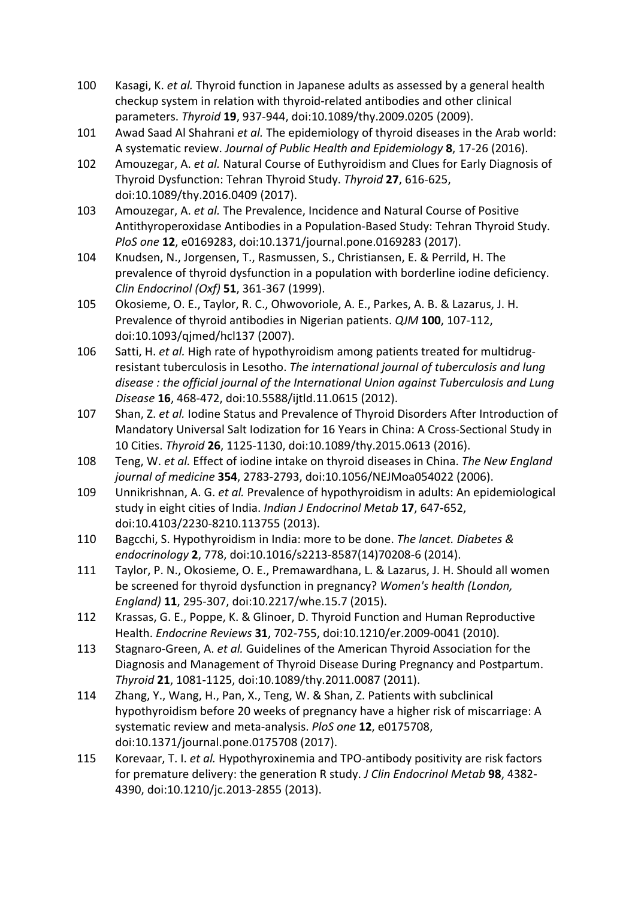100 Kasagi, K. *et al.* Thyroid function in Japanese adults as assessed by a general health checkup system in relation with thyroid-related antibodies and other clinical parameters. *Thyroid* **19**, 937-944, doi:10.1089/thy.2009.0205 (2009).

101 Awad Saad Al Shahrani *et al.* The epidemiology of thyroid diseases in the Arab world: A systematic review. *Journal of Public Health and Epidemiology* **8**, 17-26 (2016).

102 Amouzegar, A. *et al.* Natural Course of Euthyroidism and Clues for Early Diagnosis of Thyroid Dysfunction: Tehran Thyroid Study. *Thyroid* **27**, 616-625, doi:10.1089/thy.2016.0409 (2017).

103 Amouzegar, A. *et al.* The Prevalence, Incidence and Natural Course of Positive Antithyroperoxidase Antibodies in a Population-Based Study: Tehran Thyroid Study. *PloS one* **12**, e0169283, doi:10.1371/journal.pone.0169283 (2017).

104 Knudsen, N., Jorgensen, T., Rasmussen, S., Christiansen, E. & Perrild, H. The prevalence of thyroid dysfunction in a population with borderline iodine deficiency. *Clin Endocrinol (Oxf)* **51**, 361-367 (1999).

105 Okosieme, O. E., Taylor, R. C., Ohwovoriole, A. E., Parkes, A. B. & Lazarus, J. H. Prevalence of thyroid antibodies in Nigerian patients. *QJM* **100**, 107-112, doi:10.1093/qjmed/hcl137 (2007).

106 Satti, H. *et al.* High rate of hypothyroidism among patients treated for multidrug-resistant tuberculosis in Lesotho. *The international journal of tuberculosis and lung disease : the official journal of the International Union against Tuberculosis and Lung Disease* **16**, 468-472, doi:10.5588/ijtld.11.0615 (2012).

107 Shan, Z. *et al.* Iodine Status and Prevalence of Thyroid Disorders After Introduction of Mandatory Universal Salt Iodization for 16 Years in China: A Cross-Sectional Study in 10 Cities. *Thyroid* **26**, 1125-1130, doi:10.1089/thy.2015.0613 (2016).

108 Teng, W. *et al.* Effect of iodine intake on thyroid diseases in China. *The New England journal of medicine* **354**, 2783-2793, doi:10.1056/NEJMoa054022 (2006).

109 Unnikrishnan, A. G. *et al.* Prevalence of hypothyroidism in adults: An epidemiological study in eight cities of India. *Indian J Endocrinol Metab* **17**, 647-652, doi:10.4103/2230-8210.113755 (2013).

110 Bagcchi, S. Hypothyroidism in India: more to be done. *The lancet. Diabetes & endocrinology* **2**, 778, doi:10.1016/s2213-8587(14)70208-6 (2014).

111 Taylor, P. N., Okosieme, O. E., Premawardhana, L. & Lazarus, J. H. Should all women be screened for thyroid dysfunction in pregnancy? *Women's health (London, England)* **11**, 295-307, doi:10.2217/whe.15.7 (2015).

112 Krassas, G. E., Poppe, K. & Glinoer, D. Thyroid Function and Human Reproductive Health. *Endocrine Reviews* **31**, 702-755, doi:10.1210/er.2009-0041 (2010).

113 Stagnaro-Green, A. *et al.* Guidelines of the American Thyroid Association for the Diagnosis and Management of Thyroid Disease During Pregnancy and Postpartum. *Thyroid* **21**, 1081-1125, doi:10.1089/thy.2011.0087 (2011).

114 Zhang, Y., Wang, H., Pan, X., Teng, W. & Shan, Z. Patients with subclinical hypothyroidism before 20 weeks of pregnancy have a higher risk of miscarriage: A systematic review and meta-analysis. *PloS one* **12**, e0175708, doi:10.1371/journal.pone.0175708 (2017).

115 Korevaar, T. I. *et al.* Hypothyroxinemia and TPO-antibody positivity are risk factors for premature delivery: the generation R study. *J Clin Endocrinol Metab* **98**, 4382-4390, doi:10.1210/jc.2013-2855 (2013).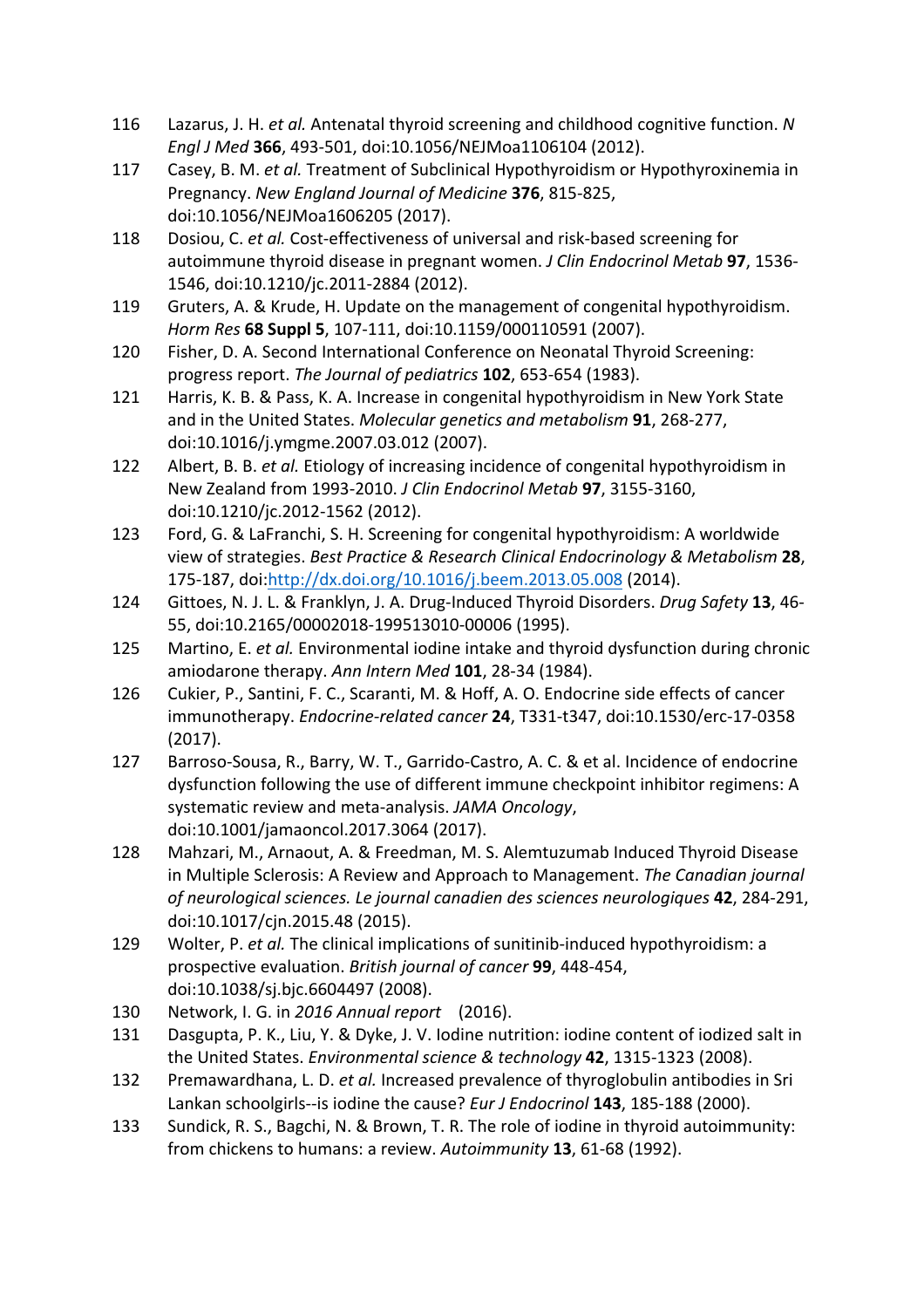116 Lazarus, J. H. *et al.* Antenatal thyroid screening and childhood cognitive function. *N Engl J Med* **366**, 493-501, doi:10.1056/NEJMoa1106104 (2012).

117 Casey, B. M. *et al.* Treatment of Subclinical Hypothyroidism or Hypothyroxinemia in Pregnancy. *New England Journal of Medicine* **376**, 815-825, doi:10.1056/NEJMoa1606205 (2017).

118 Dosiou, C. *et al.* Cost-effectiveness of universal and risk-based screening for autoimmune thyroid disease in pregnant women. *J Clin Endocrinol Metab* **97**, 1536-1546, doi:10.1210/jc.2011-2884 (2012).

119 Gruters, A. & Krude, H. Update on the management of congenital hypothyroidism. *Horm Res* **68 Suppl 5**, 107-111, doi:10.1159/000110591 (2007).

120 Fisher, D. A. Second International Conference on Neonatal Thyroid Screening: progress report. *The Journal of pediatrics* **102**, 653-654 (1983).

121 Harris, K. B. & Pass, K. A. Increase in congenital hypothyroidism in New York State and in the United States. *Molecular genetics and metabolism* **91**, 268-277, doi:10.1016/j.ymgme.2007.03.012 (2007).

122 Albert, B. B. *et al.* Etiology of increasing incidence of congenital hypothyroidism in New Zealand from 1993-2010. *J Clin Endocrinol Metab* **97**, 3155-3160, doi:10.1210/jc.2012-1562 (2012).

123 Ford, G. & LaFranchi, S. H. Screening for congenital hypothyroidism: A worldwide view of strategies. *Best Practice & Research Clinical Endocrinology & Metabolism* **28**, 175-187, doi:http://dx.doi.org/10.1016/j.beem.2013.05.008 (2014).

124 Gittoes, N. J. L. & Franklyn, J. A. Drug-Induced Thyroid Disorders. *Drug Safety* **13**, 46-55, doi:10.2165/00002018-199513010-00006 (1995).

125 Martino, E. *et al.* Environmental iodine intake and thyroid dysfunction during chronic amiodarone therapy. *Ann Intern Med* **101**, 28-34 (1984).

126 Cukier, P., Santini, F. C., Scaranti, M. & Hoff, A. O. Endocrine side effects of cancer immunotherapy. *Endocrine-related cancer* **24**, T331-t347, doi:10.1530/erc-17-0358 (2017).

127 Barroso-Sousa, R., Barry, W. T., Garrido-Castro, A. C. & et al. Incidence of endocrine dysfunction following the use of different immune checkpoint inhibitor regimens: A systematic review and meta-analysis. *JAMA Oncology*, doi:10.1001/jamaoncol.2017.3064 (2017).

128 Mahzari, M., Arnaout, A. & Freedman, M. S. Alemtuzumab Induced Thyroid Disease in Multiple Sclerosis: A Review and Approach to Management. *The Canadian journal of neurological sciences. Le journal canadien des sciences neurologiques* **42**, 284-291, doi:10.1017/cjn.2015.48 (2015).

129 Wolter, P. *et al.* The clinical implications of sunitinib-induced hypothyroidism: a prospective evaluation. *British journal of cancer* **99**, 448-454, doi:10.1038/sj.bjc.6604497 (2008).

130 Network, I. G. in *2016 Annual report* (2016).

131 Dasgupta, P. K., Liu, Y. & Dyke, J. V. Iodine nutrition: iodine content of iodized salt in the United States. *Environmental science & technology* **42**, 1315-1323 (2008).

132 Premawardhana, L. D. *et al.* Increased prevalence of thyroglobulin antibodies in Sri Lankan schoolgirls--is iodine the cause? *Eur J Endocrinol* **143**, 185-188 (2000).

133 Sundick, R. S., Bagchi, N. & Brown, T. R. The role of iodine in thyroid autoimmunity: from chickens to humans: a review. *Autoimmunity* **13**, 61-68 (1992).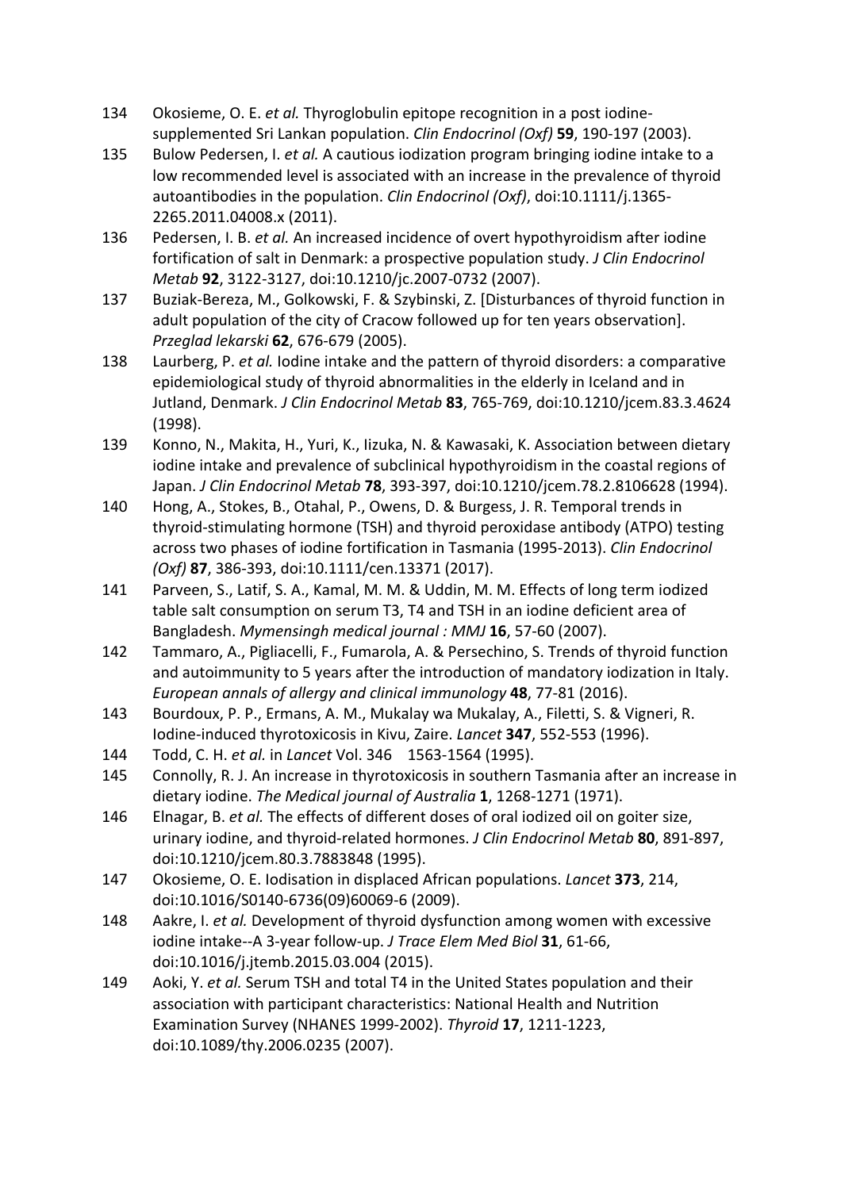134 Okosieme, O. E. *et al.* Thyroglobulin epitope recognition in a post iodine-supplemented Sri Lankan population. *Clin Endocrinol (Oxf)* **59**, 190-197 (2003).

135 Bulow Pedersen, I. *et al.* A cautious iodization program bringing iodine intake to a low recommended level is associated with an increase in the prevalence of thyroid autoantibodies in the population. *Clin Endocrinol (Oxf)*, doi:10.1111/j.1365-2265.2011.04008.x (2011).

136 Pedersen, I. B. *et al.* An increased incidence of overt hypothyroidism after iodine fortification of salt in Denmark: a prospective population study. *J Clin Endocrinol Metab* **92**, 3122-3127, doi:10.1210/jc.2007-0732 (2007).

137 Buziak-Bereza, M., Golkowski, F. & Szybinski, Z. [Disturbances of thyroid function in adult population of the city of Cracow followed up for ten years observation]. *Przeglad lekarski* **62**, 676-679 (2005).

138 Laurberg, P. *et al.* Iodine intake and the pattern of thyroid disorders: a comparative epidemiological study of thyroid abnormalities in the elderly in Iceland and in Jutland, Denmark. *J Clin Endocrinol Metab* **83**, 765-769, doi:10.1210/jcem.83.3.4624 (1998).

139 Konno, N., Makita, H., Yuri, K., Iizuka, N. & Kawasaki, K. Association between dietary iodine intake and prevalence of subclinical hypothyroidism in the coastal regions of Japan. *J Clin Endocrinol Metab* **78**, 393-397, doi:10.1210/jcem.78.2.8106628 (1994).

140 Hong, A., Stokes, B., Otahal, P., Owens, D. & Burgess, J. R. Temporal trends in thyroid-stimulating hormone (TSH) and thyroid peroxidase antibody (ATPO) testing across two phases of iodine fortification in Tasmania (1995-2013). *Clin Endocrinol (Oxf)* **87**, 386-393, doi:10.1111/cen.13371 (2017).

141 Parveen, S., Latif, S. A., Kamal, M. M. & Uddin, M. M. Effects of long term iodized table salt consumption on serum T3, T4 and TSH in an iodine deficient area of Bangladesh. *Mymensingh medical journal : MMJ* **16**, 57-60 (2007).

142 Tammaro, A., Pigliacelli, F., Fumarola, A. & Persechino, S. Trends of thyroid function and autoimmunity to 5 years after the introduction of mandatory iodization in Italy. *European annals of allergy and clinical immunology* **48**, 77-81 (2016).

143 Bourdoux, P. P., Ermans, A. M., Mukalay wa Mukalay, A., Filetti, S. & Vigneri, R. Iodine-induced thyrotoxicosis in Kivu, Zaire. *Lancet* **347**, 552-553 (1996).

144 Todd, C. H. *et al.* in *Lancet* Vol. 346 1563-1564 (1995).

145 Connolly, R. J. An increase in thyrotoxicosis in southern Tasmania after an increase in dietary iodine. *The Medical journal of Australia* **1**, 1268-1271 (1971).

146 Elnagar, B. *et al.* The effects of different doses of oral iodized oil on goiter size, urinary iodine, and thyroid-related hormones. *J Clin Endocrinol Metab* **80**, 891-897, doi:10.1210/jcem.80.3.7883848 (1995).

147 Okosieme, O. E. Iodisation in displaced African populations. *Lancet* **373**, 214, doi:10.1016/S0140-6736(09)60069-6 (2009).

148 Aakre, I. *et al.* Development of thyroid dysfunction among women with excessive iodine intake--A 3-year follow-up. *J Trace Elem Med Biol* **31**, 61-66, doi:10.1016/j.jtemb.2015.03.004 (2015).

149 Aoki, Y. *et al.* Serum TSH and total T4 in the United States population and their association with participant characteristics: National Health and Nutrition Examination Survey (NHANES 1999-2002). *Thyroid* **17**, 1211-1223, doi:10.1089/thy.2006.0235 (2007).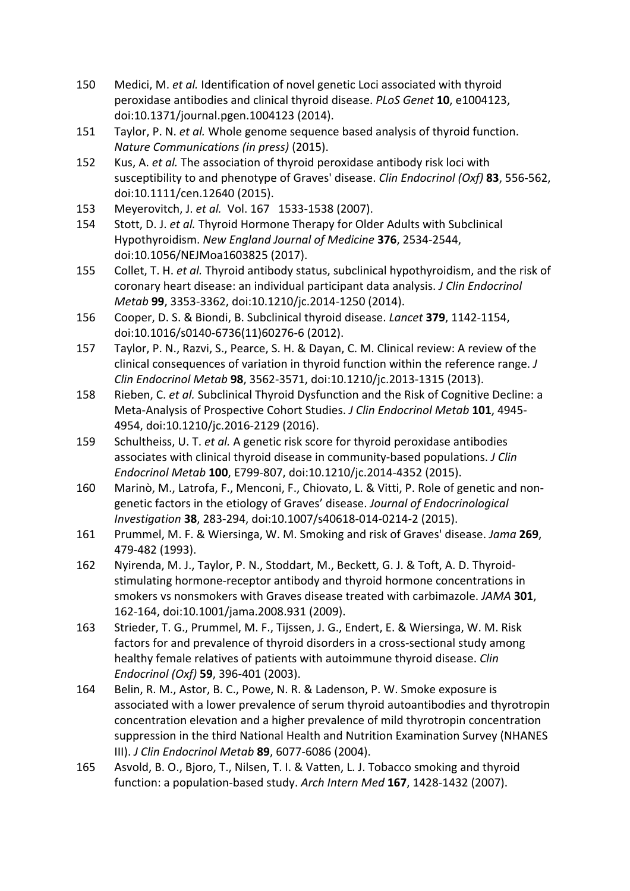150 Medici, M. *et al.* Identification of novel genetic Loci associated with thyroid peroxidase antibodies and clinical thyroid disease. *PLoS Genet* **10**, e1004123, doi:10.1371/journal.pgen.1004123 (2014).

151 Taylor, P. N. *et al.* Whole genome sequence based analysis of thyroid function. *Nature Communications (in press)* (2015).

152 Kus, A. *et al.* The association of thyroid peroxidase antibody risk loci with susceptibility to and phenotype of Graves' disease. *Clin Endocrinol (Oxf)* **83**, 556-562, doi:10.1111/cen.12640 (2015).

153 Meyerovitch, J. *et al.* Vol. 167 1533-1538 (2007).

154 Stott, D. J. *et al.* Thyroid Hormone Therapy for Older Adults with Subclinical Hypothyroidism. *New England Journal of Medicine* **376**, 2534-2544, doi:10.1056/NEJMoa1603825 (2017).

155 Collet, T. H. *et al.* Thyroid antibody status, subclinical hypothyroidism, and the risk of coronary heart disease: an individual participant data analysis. *J Clin Endocrinol Metab* **99**, 3353-3362, doi:10.1210/jc.2014-1250 (2014).

156 Cooper, D. S. & Biondi, B. Subclinical thyroid disease. *Lancet* **379**, 1142-1154, doi:10.1016/s0140-6736(11)60276-6 (2012).

157 Taylor, P. N., Razvi, S., Pearce, S. H. & Dayan, C. M. Clinical review: A review of the clinical consequences of variation in thyroid function within the reference range. *J Clin Endocrinol Metab* **98**, 3562-3571, doi:10.1210/jc.2013-1315 (2013).

158 Rieben, C. *et al.* Subclinical Thyroid Dysfunction and the Risk of Cognitive Decline: a Meta-Analysis of Prospective Cohort Studies. *J Clin Endocrinol Metab* **101**, 4945-4954, doi:10.1210/jc.2016-2129 (2016).

159 Schultheiss, U. T. *et al.* A genetic risk score for thyroid peroxidase antibodies associates with clinical thyroid disease in community-based populations. *J Clin Endocrinol Metab* **100**, E799-807, doi:10.1210/jc.2014-4352 (2015).

160 Marinò, M., Latrofa, F., Menconi, F., Chiovato, L. & Vitti, P. Role of genetic and non-genetic factors in the etiology of Graves' disease. *Journal of Endocrinological Investigation* **38**, 283-294, doi:10.1007/s40618-014-0214-2 (2015).

161 Prummel, M. F. & Wiersinga, W. M. Smoking and risk of Graves' disease. *Jama* **269**, 479-482 (1993).

162 Nyirenda, M. J., Taylor, P. N., Stoddart, M., Beckett, G. J. & Toft, A. D. Thyroid-stimulating hormone-receptor antibody and thyroid hormone concentrations in smokers vs nonsmokers with Graves disease treated with carbimazole. *JAMA* **301**, 162-164, doi:10.1001/jama.2008.931 (2009).

163 Strieder, T. G., Prummel, M. F., Tijssen, J. G., Endert, E. & Wiersinga, W. M. Risk factors for and prevalence of thyroid disorders in a cross-sectional study among healthy female relatives of patients with autoimmune thyroid disease. *Clin Endocrinol (Oxf)* **59**, 396-401 (2003).

164 Belin, R. M., Astor, B. C., Powe, N. R. & Ladenson, P. W. Smoke exposure is associated with a lower prevalence of serum thyroid autoantibodies and thyrotropin concentration elevation and a higher prevalence of mild thyrotropin concentration suppression in the third National Health and Nutrition Examination Survey (NHANES III). *J Clin Endocrinol Metab* **89**, 6077-6086 (2004).

165 Asvold, B. O., Bjoro, T., Nilsen, T. I. & Vatten, L. J. Tobacco smoking and thyroid function: a population-based study. *Arch Intern Med* **167**, 1428-1432 (2007).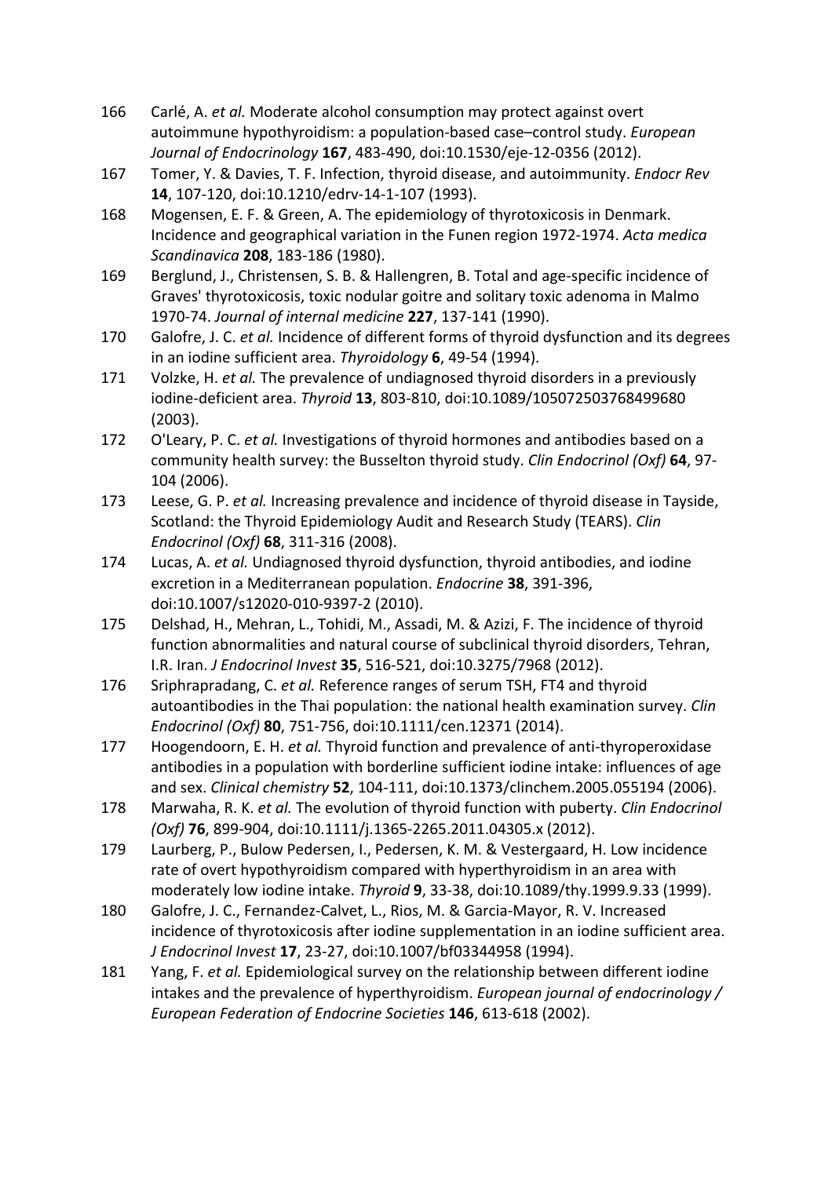166 Carlé, A. *et al.* Moderate alcohol consumption may protect against overt autoimmune hypothyroidism: a population-based case–control study. *European Journal of Endocrinology* **167**, 483-490, doi:10.1530/eje-12-0356 (2012).

167 Tomer, Y. & Davies, T. F. Infection, thyroid disease, and autoimmunity. *Endocr Rev* **14**, 107-120, doi:10.1210/edrv-14-1-107 (1993).

168 Mogensen, E. F. & Green, A. The epidemiology of thyrotoxicosis in Denmark. Incidence and geographical variation in the Funen region 1972-1974. *Acta medica Scandinavica* **208**, 183-186 (1980).

169 Berglund, J., Christensen, S. B. & Hallengren, B. Total and age-specific incidence of Graves' thyrotoxicosis, toxic nodular goitre and solitary toxic adenoma in Malmo 1970-74. *Journal of internal medicine* **227**, 137-141 (1990).

170 Galofre, J. C. *et al.* Incidence of different forms of thyroid dysfunction and its degrees in an iodine sufficient area. *Thyroidology* **6**, 49-54 (1994).

171 Volzke, H. *et al.* The prevalence of undiagnosed thyroid disorders in a previously iodine-deficient area. *Thyroid* **13**, 803-810, doi:10.1089/105072503768499680 (2003).

172 O'Leary, P. C. *et al.* Investigations of thyroid hormones and antibodies based on a community health survey: the Busselton thyroid study. *Clin Endocrinol (Oxf)* **64**, 97-104 (2006).

173 Leese, G. P. *et al.* Increasing prevalence and incidence of thyroid disease in Tayside, Scotland: the Thyroid Epidemiology Audit and Research Study (TEARS). *Clin Endocrinol (Oxf)* **68**, 311-316 (2008).

174 Lucas, A. *et al.* Undiagnosed thyroid dysfunction, thyroid antibodies, and iodine excretion in a Mediterranean population. *Endocrine* **38**, 391-396, doi:10.1007/s12020-010-9397-2 (2010).

175 Delshad, H., Mehran, L., Tohidi, M., Assadi, M. & Azizi, F. The incidence of thyroid function abnormalities and natural course of subclinical thyroid disorders, Tehran, I.R. Iran. *J Endocrinol Invest* **35**, 516-521, doi:10.3275/7968 (2012).

176 Sriphrapradang, C. *et al.* Reference ranges of serum TSH, FT4 and thyroid autoantibodies in the Thai population: the national health examination survey. *Clin Endocrinol (Oxf)* **80**, 751-756, doi:10.1111/cen.12371 (2014).

177 Hoogendoorn, E. H. *et al.* Thyroid function and prevalence of anti-thyroperoxidase antibodies in a population with borderline sufficient iodine intake: influences of age and sex. *Clinical chemistry* **52**, 104-111, doi:10.1373/clinchem.2005.055194 (2006).

178 Marwaha, R. K. *et al.* The evolution of thyroid function with puberty. *Clin Endocrinol (Oxf)* **76**, 899-904, doi:10.1111/j.1365-2265.2011.04305.x (2012).

179 Laurberg, P., Bulow Pedersen, I., Pedersen, K. M. & Vestergaard, H. Low incidence rate of overt hypothyroidism compared with hyperthyroidism in an area with moderately low iodine intake. *Thyroid* **9**, 33-38, doi:10.1089/thy.1999.9.33 (1999).

180 Galofre, J. C., Fernandez-Calvet, L., Rios, M. & Garcia-Mayor, R. V. Increased incidence of thyrotoxicosis after iodine supplementation in an iodine sufficient area. *J Endocrinol Invest* **17**, 23-27, doi:10.1007/bf03344958 (1994).

181 Yang, F. *et al.* Epidemiological survey on the relationship between different iodine intakes and the prevalence of hyperthyroidism. *European journal of endocrinology / European Federation of Endocrine Societies* **146**, 613-618 (2002).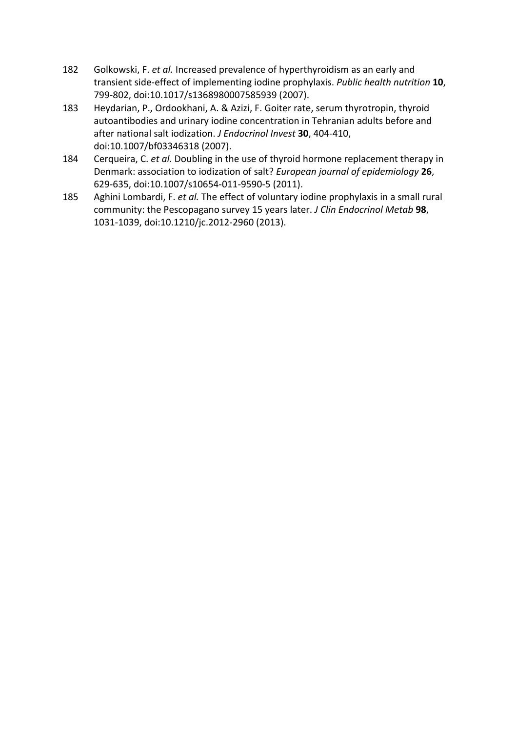182 Golkowski, F. *et al.* Increased prevalence of hyperthyroidism as an early and transient side-effect of implementing iodine prophylaxis. *Public health nutrition* **10**, 799-802, doi:10.1017/s1368980007585939 (2007).

183 Heydarian, P., Ordookhani, A. & Azizi, F. Goiter rate, serum thyrotropin, thyroid autoantibodies and urinary iodine concentration in Tehranian adults before and after national salt iodization. *J Endocrinol Invest* **30**, 404-410, doi:10.1007/bf03346318 (2007).

184 Cerqueira, C. *et al.* Doubling in the use of thyroid hormone replacement therapy in Denmark: association to iodization of salt? *European journal of epidemiology* **26**, 629-635, doi:10.1007/s10654-011-9590-5 (2011).

185 Aghini Lombardi, F. *et al.* The effect of voluntary iodine prophylaxis in a small rural community: the Pescopagano survey 15 years later. *J Clin Endocrinol Metab* **98**, 1031-1039, doi:10.1210/jc.2012-2960 (2013).